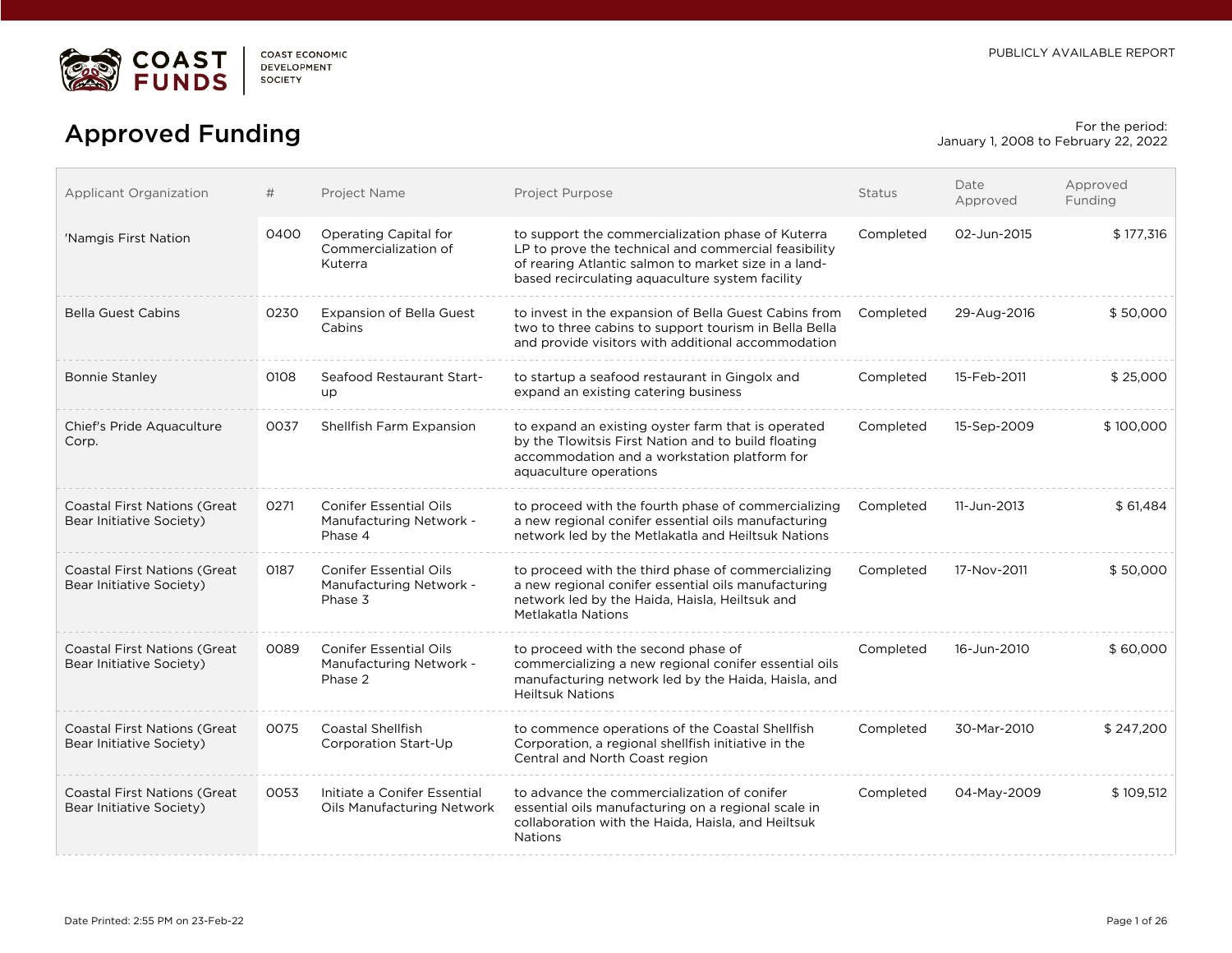COAST FUNDS — COAST ECONOMIC DEVELOPMENT SOCIETY

PUBLICLY AVAILABLE REPORT

# Approved Funding

For the period:
January 1, 2008 to February 22, 2022

| Applicant Organization | # | Project Name | Project Purpose | Status | Date Approved | Approved Funding |
|---|---|---|---|---|---|---|
| 'Namgis First Nation | 0400 | Operating Capital for Commercialization of Kuterra | to support the commercialization phase of Kuterra LP to prove the technical and commercial feasibility of rearing Atlantic salmon to market size in a land-based recirculating aquaculture system facility | Completed | 02-Jun-2015 | $ 177,316 |
| Bella Guest Cabins | 0230 | Expansion of Bella Guest Cabins | to invest in the expansion of Bella Guest Cabins from two to three cabins to support tourism in Bella Bella and provide visitors with additional accommodation | Completed | 29-Aug-2016 | $ 50,000 |
| Bonnie Stanley | 0108 | Seafood Restaurant Start-up | to startup a seafood restaurant in Gingolx and expand an existing catering business | Completed | 15-Feb-2011 | $ 25,000 |
| Chief's Pride Aquaculture Corp. | 0037 | Shellfish Farm Expansion | to expand an existing oyster farm that is operated by the Tlowitsis First Nation and to build floating accommodation and a workstation platform for aquaculture operations | Completed | 15-Sep-2009 | $ 100,000 |
| Coastal First Nations (Great Bear Initiative Society) | 0271 | Conifer Essential Oils Manufacturing Network - Phase 4 | to proceed with the fourth phase of commercializing a new regional conifer essential oils manufacturing network led by the Metlakatla and Heiltsuk Nations | Completed | 11-Jun-2013 | $ 61,484 |
| Coastal First Nations (Great Bear Initiative Society) | 0187 | Conifer Essential Oils Manufacturing Network - Phase 3 | to proceed with the third phase of commercializing a new regional conifer essential oils manufacturing network led by the Haida, Haisla, Heiltsuk and Metlakatla Nations | Completed | 17-Nov-2011 | $ 50,000 |
| Coastal First Nations (Great Bear Initiative Society) | 0089 | Conifer Essential Oils Manufacturing Network - Phase 2 | to proceed with the second phase of commercializing a new regional conifer essential oils manufacturing network led by the Haida, Haisla, and Heiltsuk Nations | Completed | 16-Jun-2010 | $ 60,000 |
| Coastal First Nations (Great Bear Initiative Society) | 0075 | Coastal Shellfish Corporation Start-Up | to commence operations of the Coastal Shellfish Corporation, a regional shellfish initiative in the Central and North Coast region | Completed | 30-Mar-2010 | $ 247,200 |
| Coastal First Nations (Great Bear Initiative Society) | 0053 | Initiate a Conifer Essential Oils Manufacturing Network | to advance the commercialization of conifer essential oils manufacturing on a regional scale in collaboration with the Haida, Haisla, and Heiltsuk Nations | Completed | 04-May-2009 | $ 109,512 |

Date Printed: 2:55 PM on 23-Feb-22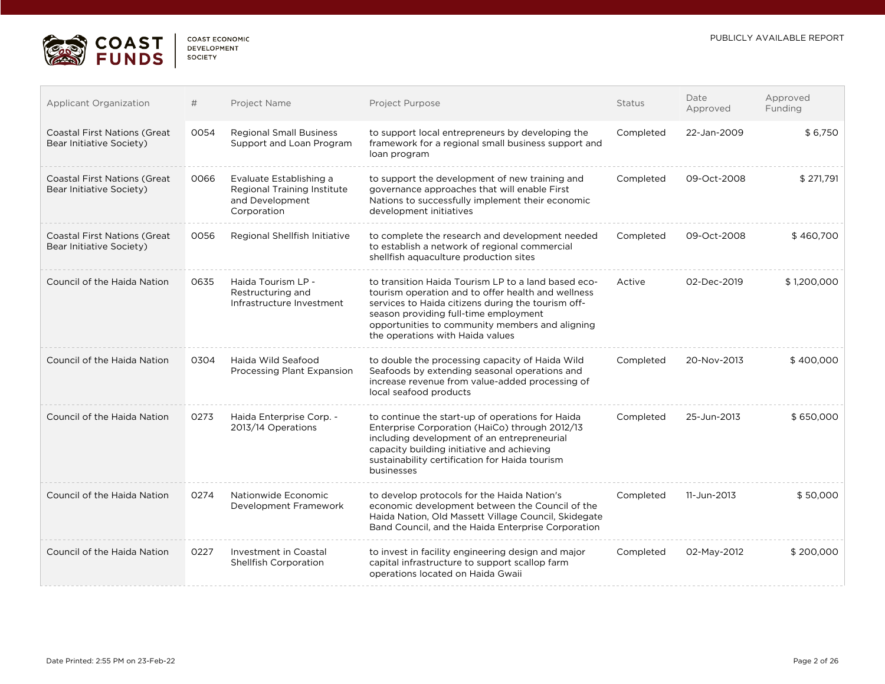| Applicant Organization | # | Project Name | Project Purpose | Status | Date Approved | Approved Funding |
|---|---|---|---|---|---|---|
| Coastal First Nations (Great Bear Initiative Society) | 0054 | Regional Small Business Support and Loan Program | to support local entrepreneurs by developing the framework for a regional small business support and loan program | Completed | 22-Jan-2009 | $ 6,750 |
| Coastal First Nations (Great Bear Initiative Society) | 0066 | Evaluate Establishing a Regional Training Institute and Development Corporation | to support the development of new training and governance approaches that will enable First Nations to successfully implement their economic development initiatives | Completed | 09-Oct-2008 | $ 271,791 |
| Coastal First Nations (Great Bear Initiative Society) | 0056 | Regional Shellfish Initiative | to complete the research and development needed to establish a network of regional commercial shellfish aquaculture production sites | Completed | 09-Oct-2008 | $ 460,700 |
| Council of the Haida Nation | 0635 | Haida Tourism LP - Restructuring and Infrastructure Investment | to transition Haida Tourism LP to a land based eco-tourism operation and to offer health and wellness services to Haida citizens during the tourism off-season providing full-time employment opportunities to community members and aligning the operations with Haida values | Active | 02-Dec-2019 | $ 1,200,000 |
| Council of the Haida Nation | 0304 | Haida Wild Seafood Processing Plant Expansion | to double the processing capacity of Haida Wild Seafoods by extending seasonal operations and increase revenue from value-added processing of local seafood products | Completed | 20-Nov-2013 | $ 400,000 |
| Council of the Haida Nation | 0273 | Haida Enterprise Corp. - 2013/14 Operations | to continue the start-up of operations for Haida Enterprise Corporation (HaiCo) through 2012/13 including development of an entrepreneurial capacity building initiative and achieving sustainability certification for Haida tourism businesses | Completed | 25-Jun-2013 | $ 650,000 |
| Council of the Haida Nation | 0274 | Nationwide Economic Development Framework | to develop protocols for the Haida Nation's economic development between the Council of the Haida Nation, Old Massett Village Council, Skidegate Band Council, and the Haida Enterprise Corporation | Completed | 11-Jun-2013 | $ 50,000 |
| Council of the Haida Nation | 0227 | Investment in Coastal Shellfish Corporation | to invest in facility engineering design and major capital infrastructure to support scallop farm operations located on Haida Gwaii | Completed | 02-May-2012 | $ 200,000 |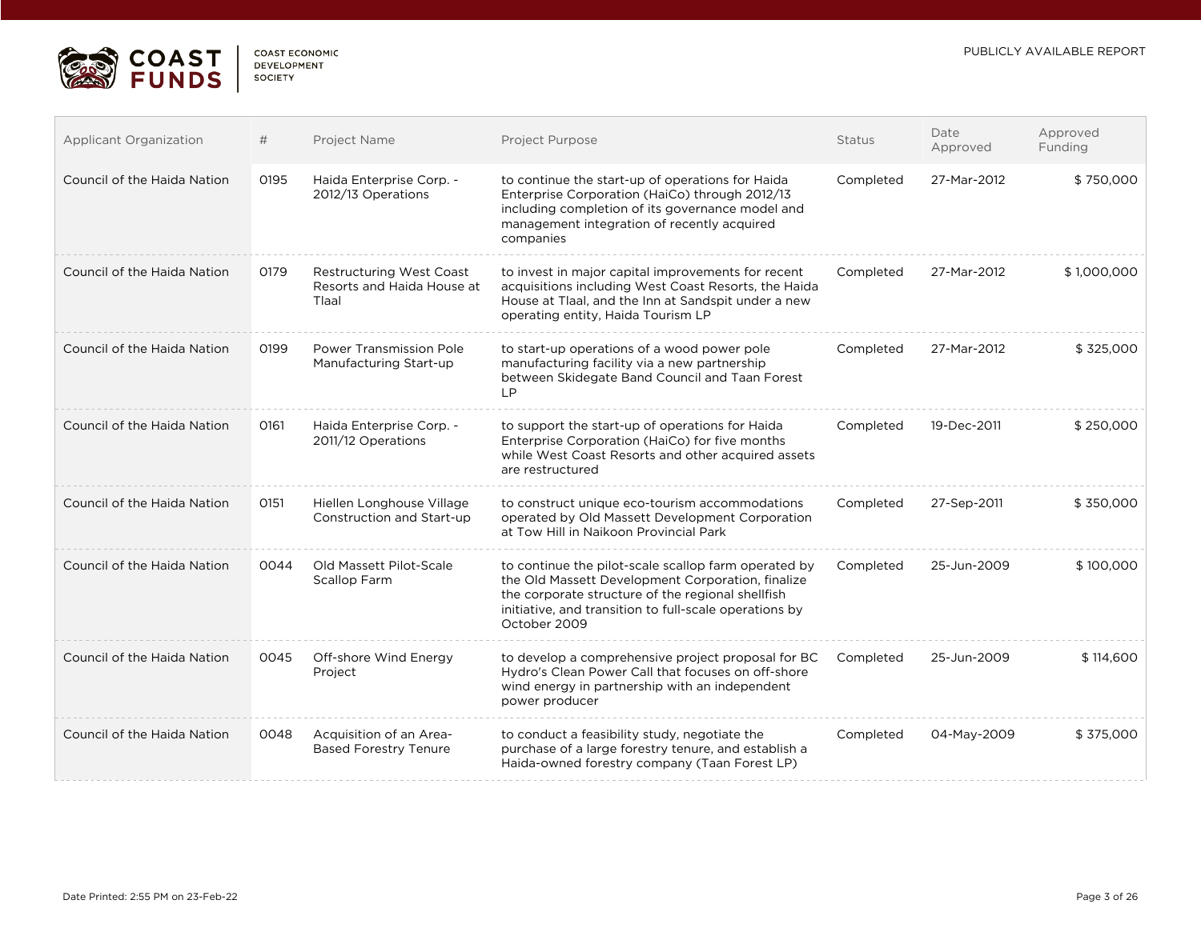| Applicant Organization | # | Project Name | Project Purpose | Status | Date Approved | Approved Funding |
|---|---|---|---|---|---|---|
| Council of the Haida Nation | 0195 | Haida Enterprise Corp. - 2012/13 Operations | to continue the start-up of operations for Haida Enterprise Corporation (HaiCo) through 2012/13 including completion of its governance model and management integration of recently acquired companies | Completed | 27-Mar-2012 | $ 750,000 |
| Council of the Haida Nation | 0179 | Restructuring West Coast Resorts and Haida House at Tlaal | to invest in major capital improvements for recent acquisitions including West Coast Resorts, the Haida House at Tlaal, and the Inn at Sandspit under a new operating entity, Haida Tourism LP | Completed | 27-Mar-2012 | $ 1,000,000 |
| Council of the Haida Nation | 0199 | Power Transmission Pole Manufacturing Start-up | to start-up operations of a wood power pole manufacturing facility via a new partnership between Skidegate Band Council and Taan Forest LP | Completed | 27-Mar-2012 | $ 325,000 |
| Council of the Haida Nation | 0161 | Haida Enterprise Corp. - 2011/12 Operations | to support the start-up of operations for Haida Enterprise Corporation (HaiCo) for five months while West Coast Resorts and other acquired assets are restructured | Completed | 19-Dec-2011 | $ 250,000 |
| Council of the Haida Nation | 0151 | Hiellen Longhouse Village Construction and Start-up | to construct unique eco-tourism accommodations operated by Old Massett Development Corporation at Tow Hill in Naikoon Provincial Park | Completed | 27-Sep-2011 | $ 350,000 |
| Council of the Haida Nation | 0044 | Old Massett Pilot-Scale Scallop Farm | to continue the pilot-scale scallop farm operated by the Old Massett Development Corporation, finalize the corporate structure of the regional shellfish initiative, and transition to full-scale operations by October 2009 | Completed | 25-Jun-2009 | $ 100,000 |
| Council of the Haida Nation | 0045 | Off-shore Wind Energy Project | to develop a comprehensive project proposal for BC Hydro's Clean Power Call that focuses on off-shore wind energy in partnership with an independent power producer | Completed | 25-Jun-2009 | $ 114,600 |
| Council of the Haida Nation | 0048 | Acquisition of an Area-Based Forestry Tenure | to conduct a feasibility study, negotiate the purchase of a large forestry tenure, and establish a Haida-owned forestry company (Taan Forest LP) | Completed | 04-May-2009 | $ 375,000 |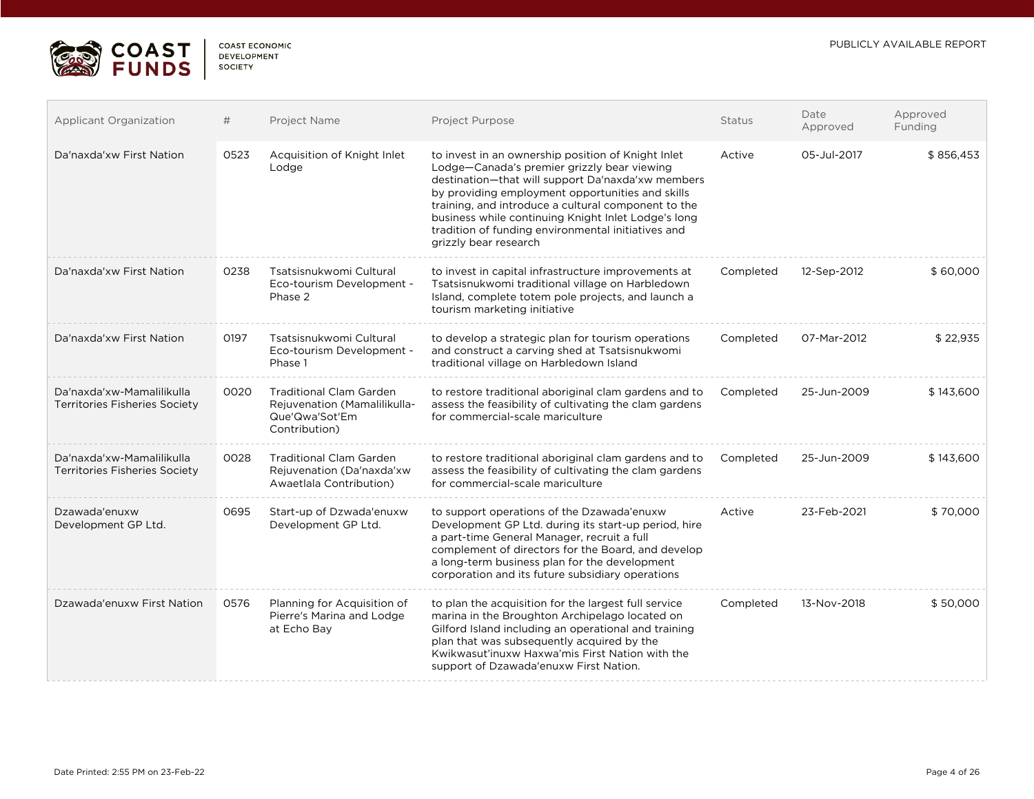| Applicant Organization | # | Project Name | Project Purpose | Status | Date Approved | Approved Funding |
|---|---|---|---|---|---|---|
| Da'naxda'xw First Nation | 0523 | Acquisition of Knight Inlet Lodge | to invest in an ownership position of Knight Inlet Lodge—Canada's premier grizzly bear viewing destination—that will support Da'naxda'xw members by providing employment opportunities and skills training, and introduce a cultural component to the business while continuing Knight Inlet Lodge's long tradition of funding environmental initiatives and grizzly bear research | Active | 05-Jul-2017 | $ 856,453 |
| Da'naxda'xw First Nation | 0238 | Tsatsisnukwomi Cultural Eco-tourism Development - Phase 2 | to invest in capital infrastructure improvements at Tsatsisnukwomi traditional village on Harbledown Island, complete totem pole projects, and launch a tourism marketing initiative | Completed | 12-Sep-2012 | $ 60,000 |
| Da'naxda'xw First Nation | 0197 | Tsatsisnukwomi Cultural Eco-tourism Development - Phase 1 | to develop a strategic plan for tourism operations and construct a carving shed at Tsatsisnukwomi traditional village on Harbledown Island | Completed | 07-Mar-2012 | $ 22,935 |
| Da'naxda'xw-Mamalilikulla Territories Fisheries Society | 0020 | Traditional Clam Garden Rejuvenation (Mamalilikulla-Que'Qwa'Sot'Em Contribution) | to restore traditional aboriginal clam gardens and to assess the feasibility of cultivating the clam gardens for commercial-scale mariculture | Completed | 25-Jun-2009 | $ 143,600 |
| Da'naxda'xw-Mamalilikulla Territories Fisheries Society | 0028 | Traditional Clam Garden Rejuvenation (Da'naxda'xw Awaetlala Contribution) | to restore traditional aboriginal clam gardens and to assess the feasibility of cultivating the clam gardens for commercial-scale mariculture | Completed | 25-Jun-2009 | $ 143,600 |
| Dzawada'enuxw Development GP Ltd. | 0695 | Start-up of Dzwada'enuxw Development GP Ltd. | to support operations of the Dzawada'enuxw Development GP Ltd. during its start-up period, hire a part-time General Manager, recruit a full complement of directors for the Board, and develop a long-term business plan for the development corporation and its future subsidiary operations | Active | 23-Feb-2021 | $ 70,000 |
| Dzawada'enuxw First Nation | 0576 | Planning for Acquisition of Pierre's Marina and Lodge at Echo Bay | to plan the acquisition for the largest full service marina in the Broughton Archipelago located on Gilford Island including an operational and training plan that was subsequently acquired by the Kwikwasut'inuxw Haxwa'mis First Nation with the support of Dzawada'enuxw First Nation. | Completed | 13-Nov-2018 | $ 50,000 |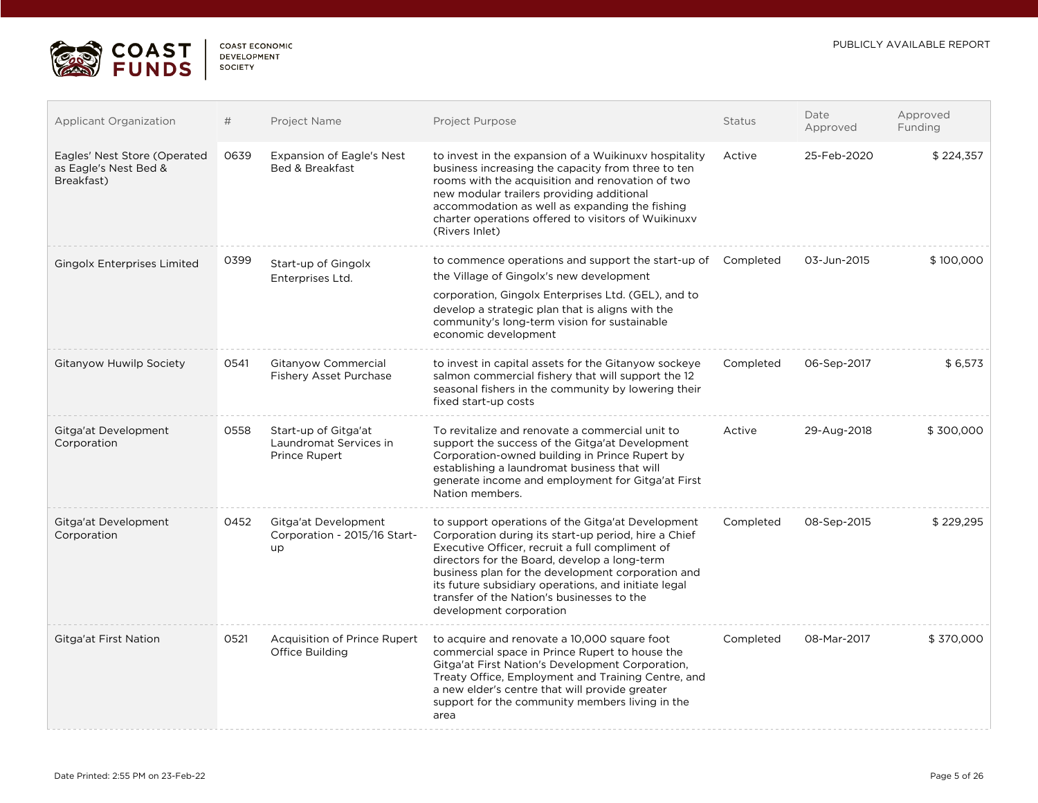| Applicant Organization | # | Project Name | Project Purpose | Status | Date Approved | Approved Funding |
|---|---|---|---|---|---|---|
| Eagles' Nest Store (Operated as Eagle's Nest Bed & Breakfast) | 0639 | Expansion of Eagle's Nest Bed & Breakfast | to invest in the expansion of a Wuikinuxv hospitality business increasing the capacity from three to ten rooms with the acquisition and renovation of two new modular trailers providing additional accommodation as well as expanding the fishing charter operations offered to visitors of Wuikinuxv (Rivers Inlet) | Active | 25-Feb-2020 | $ 224,357 |
| Gingolx Enterprises Limited | 0399 | Start-up of Gingolx Enterprises Ltd. | to commence operations and support the start-up of the Village of Gingolx's new development corporation, Gingolx Enterprises Ltd. (GEL), and to develop a strategic plan that is aligns with the community's long-term vision for sustainable economic development | Completed | 03-Jun-2015 | $ 100,000 |
| Gitanyow Huwilp Society | 0541 | Gitanyow Commercial Fishery Asset Purchase | to invest in capital assets for the Gitanyow sockeye salmon commercial fishery that will support the 12 seasonal fishers in the community by lowering their fixed start-up costs | Completed | 06-Sep-2017 | $ 6,573 |
| Gitga'at Development Corporation | 0558 | Start-up of Gitga'at Laundromat Services in Prince Rupert | To revitalize and renovate a commercial unit to support the success of the Gitga'at Development Corporation-owned building in Prince Rupert by establishing a laundromat business that will generate income and employment for Gitga'at First Nation members. | Active | 29-Aug-2018 | $ 300,000 |
| Gitga'at Development Corporation | 0452 | Gitga'at Development Corporation - 2015/16 Start-up | to support operations of the Gitga'at Development Corporation during its start-up period, hire a Chief Executive Officer, recruit a full compliment of directors for the Board, develop a long-term business plan for the development corporation and its future subsidiary operations, and initiate legal transfer of the Nation's businesses to the development corporation | Completed | 08-Sep-2015 | $ 229,295 |
| Gitga'at First Nation | 0521 | Acquisition of Prince Rupert Office Building | to acquire and renovate a 10,000 square foot commercial space in Prince Rupert to house the Gitga'at First Nation's Development Corporation, Treaty Office, Employment and Training Centre, and a new elder's centre that will provide greater support for the community members living in the area | Completed | 08-Mar-2017 | $ 370,000 |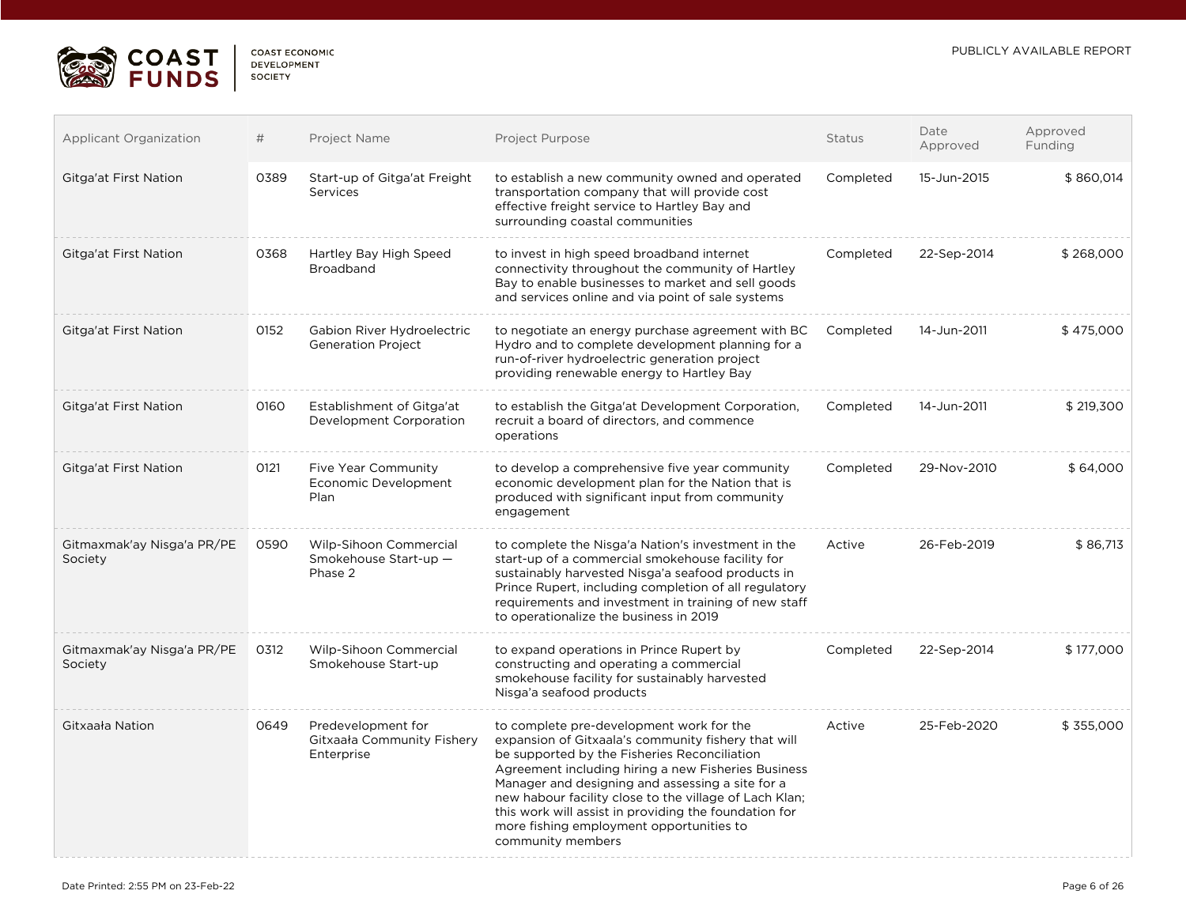| Applicant Organization | # | Project Name | Project Purpose | Status | Date Approved | Approved Funding |
|---|---|---|---|---|---|---|
| Gitga'at First Nation | 0389 | Start-up of Gitga'at Freight Services | to establish a new community owned and operated transportation company that will provide cost effective freight service to Hartley Bay and surrounding coastal communities | Completed | 15-Jun-2015 | $ 860,014 |
| Gitga'at First Nation | 0368 | Hartley Bay High Speed Broadband | to invest in high speed broadband internet connectivity throughout the community of Hartley Bay to enable businesses to market and sell goods and services online and via point of sale systems | Completed | 22-Sep-2014 | $ 268,000 |
| Gitga'at First Nation | 0152 | Gabion River Hydroelectric Generation Project | to negotiate an energy purchase agreement with BC Hydro and to complete development planning for a run-of-river hydroelectric generation project providing renewable energy to Hartley Bay | Completed | 14-Jun-2011 | $ 475,000 |
| Gitga'at First Nation | 0160 | Establishment of Gitga'at Development Corporation | to establish the Gitga'at Development Corporation, recruit a board of directors, and commence operations | Completed | 14-Jun-2011 | $ 219,300 |
| Gitga'at First Nation | 0121 | Five Year Community Economic Development Plan | to develop a comprehensive five year community economic development plan for the Nation that is produced with significant input from community engagement | Completed | 29-Nov-2010 | $ 64,000 |
| Gitmaxmak'ay Nisga'a PR/PE Society | 0590 | Wilp-Sihoon Commercial Smokehouse Start-up — Phase 2 | to complete the Nisga'a Nation's investment in the start-up of a commercial smokehouse facility for sustainably harvested Nisga'a seafood products in Prince Rupert, including completion of all regulatory requirements and investment in training of new staff to operationalize the business in 2019 | Active | 26-Feb-2019 | $ 86,713 |
| Gitmaxmak'ay Nisga'a PR/PE Society | 0312 | Wilp-Sihoon Commercial Smokehouse Start-up | to expand operations in Prince Rupert by constructing and operating a commercial smokehouse facility for sustainably harvested Nisga'a seafood products | Completed | 22-Sep-2014 | $ 177,000 |
| Gitxaała Nation | 0649 | Predevelopment for Gitxaała Community Fishery Enterprise | to complete pre-development work for the expansion of Gitxaala's community fishery that will be supported by the Fisheries Reconciliation Agreement including hiring a new Fisheries Business Manager and designing and assessing a site for a new habour facility close to the village of Lach Klan; this work will assist in providing the foundation for more fishing employment opportunities to community members | Active | 25-Feb-2020 | $ 355,000 |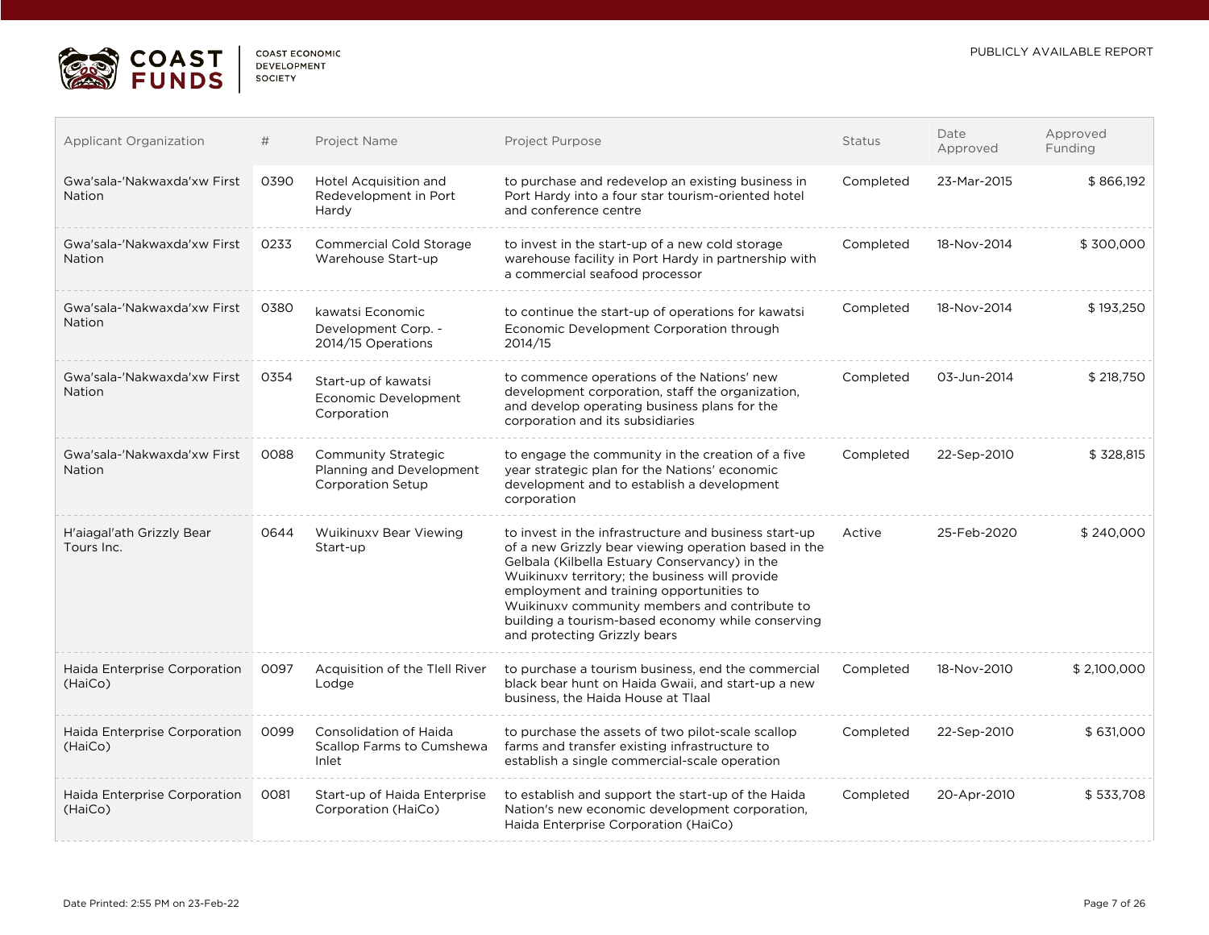| Applicant Organization | # | Project Name | Project Purpose | Status | Date Approved | Approved Funding |
|---|---|---|---|---|---|---|
| Gwa'sala-'Nakwaxda'xw First Nation | 0390 | Hotel Acquisition and Redevelopment in Port Hardy | to purchase and redevelop an existing business in Port Hardy into a four star tourism-oriented hotel and conference centre | Completed | 23-Mar-2015 | $ 866,192 |
| Gwa'sala-'Nakwaxda'xw First Nation | 0233 | Commercial Cold Storage Warehouse Start-up | to invest in the start-up of a new cold storage warehouse facility in Port Hardy in partnership with a commercial seafood processor | Completed | 18-Nov-2014 | $ 300,000 |
| Gwa'sala-'Nakwaxda'xw First Nation | 0380 | kawatsi Economic Development Corp. - 2014/15 Operations | to continue the start-up of operations for kawatsi Economic Development Corporation through 2014/15 | Completed | 18-Nov-2014 | $ 193,250 |
| Gwa'sala-'Nakwaxda'xw First Nation | 0354 | Start-up of kawatsi Economic Development Corporation | to commence operations of the Nations' new development corporation, staff the organization, and develop operating business plans for the corporation and its subsidiaries | Completed | 03-Jun-2014 | $ 218,750 |
| Gwa'sala-'Nakwaxda'xw First Nation | 0088 | Community Strategic Planning and Development Corporation Setup | to engage the community in the creation of a five year strategic plan for the Nations' economic development and to establish a development corporation | Completed | 22-Sep-2010 | $ 328,815 |
| H'aiagal'ath Grizzly Bear Tours Inc. | 0644 | Wuikinuxv Bear Viewing Start-up | to invest in the infrastructure and business start-up of a new Grizzly bear viewing operation based in the Gelbala (Kilbella Estuary Conservancy) in the Wuikinuxv territory; the business will provide employment and training opportunities to Wuikinuxv community members and contribute to building a tourism-based economy while conserving and protecting Grizzly bears | Active | 25-Feb-2020 | $ 240,000 |
| Haida Enterprise Corporation (HaiCo) | 0097 | Acquisition of the Tlell River Lodge | to purchase a tourism business, end the commercial black bear hunt on Haida Gwaii, and start-up a new business, the Haida House at Tlaal | Completed | 18-Nov-2010 | $ 2,100,000 |
| Haida Enterprise Corporation (HaiCo) | 0099 | Consolidation of Haida Scallop Farms to Cumshewa Inlet | to purchase the assets of two pilot-scale scallop farms and transfer existing infrastructure to establish a single commercial-scale operation | Completed | 22-Sep-2010 | $ 631,000 |
| Haida Enterprise Corporation (HaiCo) | 0081 | Start-up of Haida Enterprise Corporation (HaiCo) | to establish and support the start-up of the Haida Nation's new economic development corporation, Haida Enterprise Corporation (HaiCo) | Completed | 20-Apr-2010 | $ 533,708 |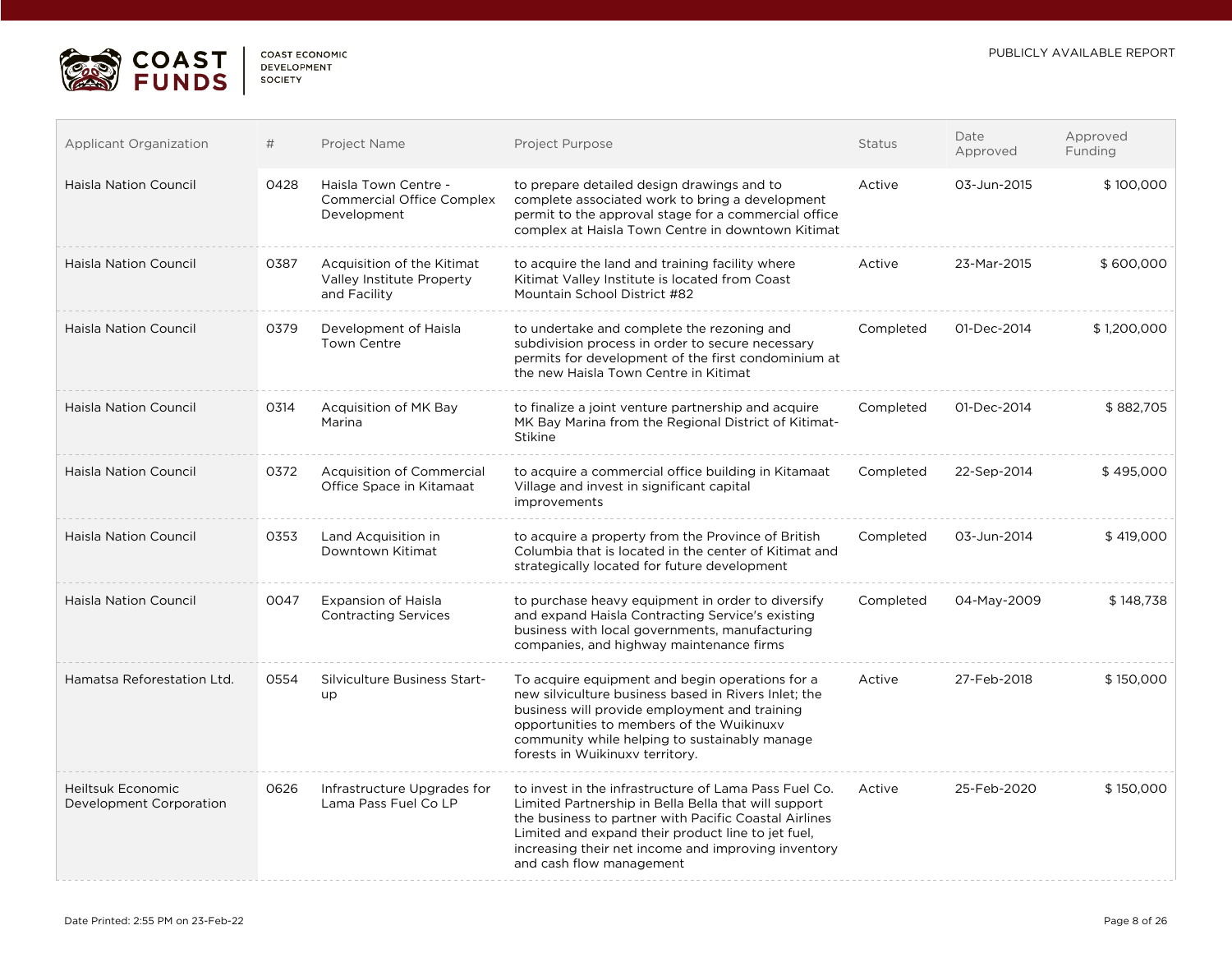| Applicant Organization | # | Project Name | Project Purpose | Status | Date Approved | Approved Funding |
|---|---|---|---|---|---|---|
| Haisla Nation Council | 0428 | Haisla Town Centre - Commercial Office Complex Development | to prepare detailed design drawings and to complete associated work to bring a development permit to the approval stage for a commercial office complex at Haisla Town Centre in downtown Kitimat | Active | 03-Jun-2015 | $ 100,000 |
| Haisla Nation Council | 0387 | Acquisition of the Kitimat Valley Institute Property and Facility | to acquire the land and training facility where Kitimat Valley Institute is located from Coast Mountain School District #82 | Active | 23-Mar-2015 | $ 600,000 |
| Haisla Nation Council | 0379 | Development of Haisla Town Centre | to undertake and complete the rezoning and subdivision process in order to secure necessary permits for development of the first condominium at the new Haisla Town Centre in Kitimat | Completed | 01-Dec-2014 | $ 1,200,000 |
| Haisla Nation Council | 0314 | Acquisition of MK Bay Marina | to finalize a joint venture partnership and acquire MK Bay Marina from the Regional District of Kitimat-Stikine | Completed | 01-Dec-2014 | $ 882,705 |
| Haisla Nation Council | 0372 | Acquisition of Commercial Office Space in Kitamaat | to acquire a commercial office building in Kitamaat Village and invest in significant capital improvements | Completed | 22-Sep-2014 | $ 495,000 |
| Haisla Nation Council | 0353 | Land Acquisition in Downtown Kitimat | to acquire a property from the Province of British Columbia that is located in the center of Kitimat and strategically located for future development | Completed | 03-Jun-2014 | $ 419,000 |
| Haisla Nation Council | 0047 | Expansion of Haisla Contracting Services | to purchase heavy equipment in order to diversify and expand Haisla Contracting Service's existing business with local governments, manufacturing companies, and highway maintenance firms | Completed | 04-May-2009 | $ 148,738 |
| Hamatsa Reforestation Ltd. | 0554 | Silviculture Business Start-up | To acquire equipment and begin operations for a new silviculture business based in Rivers Inlet; the business will provide employment and training opportunities to members of the Wuikinuxv community while helping to sustainably manage forests in Wuikinuxv territory. | Active | 27-Feb-2018 | $ 150,000 |
| Heiltsuk Economic Development Corporation | 0626 | Infrastructure Upgrades for Lama Pass Fuel Co LP | to invest in the infrastructure of Lama Pass Fuel Co. Limited Partnership in Bella Bella that will support the business to partner with Pacific Coastal Airlines Limited and expand their product line to jet fuel, increasing their net income and improving inventory and cash flow management | Active | 25-Feb-2020 | $ 150,000 |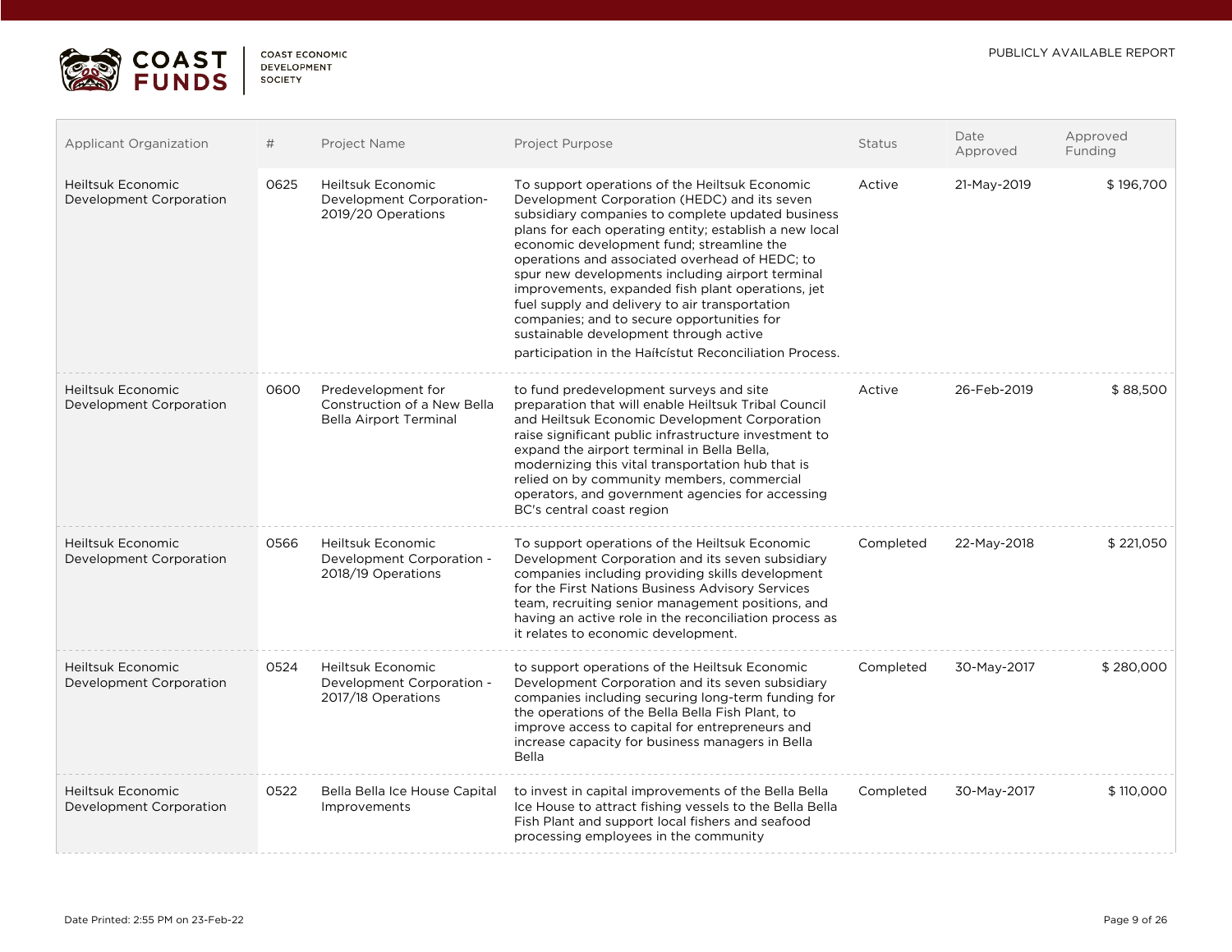| Applicant Organization | # | Project Name | Project Purpose | Status | Date Approved | Approved Funding |
|---|---|---|---|---|---|---|
| Heiltsuk Economic Development Corporation | 0625 | Heiltsuk Economic Development Corporation-2019/20 Operations | To support operations of the Heiltsuk Economic Development Corporation (HEDC) and its seven subsidiary companies to complete updated business plans for each operating entity; establish a new local economic development fund; streamline the operations and associated overhead of HEDC; to spur new developments including airport terminal improvements, expanded fish plant operations, jet fuel supply and delivery to air transportation companies; and to secure opportunities for sustainable development through active participation in the Haiɫcístut Reconciliation Process. | Active | 21-May-2019 | $ 196,700 |
| Heiltsuk Economic Development Corporation | 0600 | Predevelopment for Construction of a New Bella Bella Airport Terminal | to fund predevelopment surveys and site preparation that will enable Heiltsuk Tribal Council and Heiltsuk Economic Development Corporation raise significant public infrastructure investment to expand the airport terminal in Bella Bella, modernizing this vital transportation hub that is relied on by community members, commercial operators, and government agencies for accessing BC's central coast region | Active | 26-Feb-2019 | $ 88,500 |
| Heiltsuk Economic Development Corporation | 0566 | Heiltsuk Economic Development Corporation - 2018/19 Operations | To support operations of the Heiltsuk Economic Development Corporation and its seven subsidiary companies including providing skills development for the First Nations Business Advisory Services team, recruiting senior management positions, and having an active role in the reconciliation process as it relates to economic development. | Completed | 22-May-2018 | $ 221,050 |
| Heiltsuk Economic Development Corporation | 0524 | Heiltsuk Economic Development Corporation - 2017/18 Operations | to support operations of the Heiltsuk Economic Development Corporation and its seven subsidiary companies including securing long-term funding for the operations of the Bella Bella Fish Plant, to improve access to capital for entrepreneurs and increase capacity for business managers in Bella Bella | Completed | 30-May-2017 | $ 280,000 |
| Heiltsuk Economic Development Corporation | 0522 | Bella Bella Ice House Capital Improvements | to invest in capital improvements of the Bella Bella Ice House to attract fishing vessels to the Bella Bella Fish Plant and support local fishers and seafood processing employees in the community | Completed | 30-May-2017 | $ 110,000 |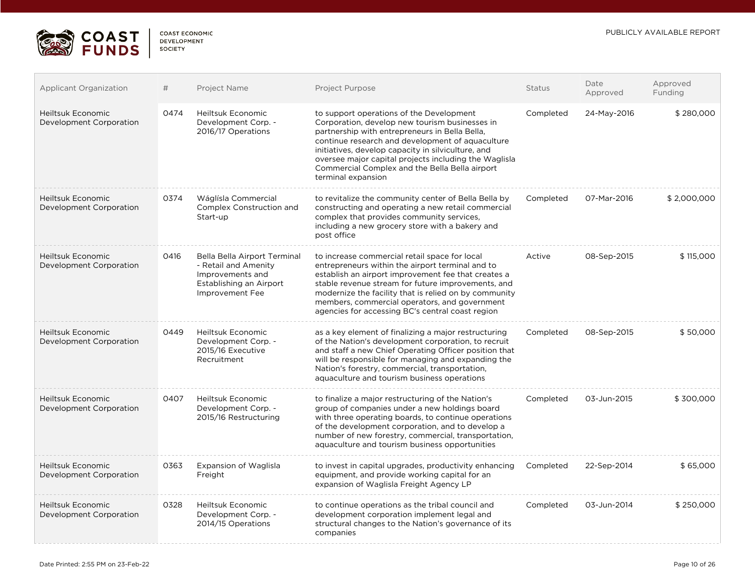| Applicant Organization | # | Project Name | Project Purpose | Status | Date Approved | Approved Funding |
|---|---|---|---|---|---|---|
| Heiltsuk Economic Development Corporation | 0474 | Heiltsuk Economic Development Corp. - 2016/17 Operations | to support operations of the Development Corporation, develop new tourism businesses in partnership with entrepreneurs in Bella Bella, continue research and development of aquaculture initiatives, develop capacity in silviculture, and oversee major capital projects including the Waglisla Commercial Complex and the Bella Bella airport terminal expansion | Completed | 24-May-2016 | $ 280,000 |
| Heiltsuk Economic Development Corporation | 0374 | Wáglísla Commercial Complex Construction and Start-up | to revitalize the community center of Bella Bella by constructing and operating a new retail commercial complex that provides community services, including a new grocery store with a bakery and post office | Completed | 07-Mar-2016 | $ 2,000,000 |
| Heiltsuk Economic Development Corporation | 0416 | Bella Bella Airport Terminal - Retail and Amenity Improvements and Establishing an Airport Improvement Fee | to increase commercial retail space for local entrepreneurs within the airport terminal and to establish an airport improvement fee that creates a stable revenue stream for future improvements, and modernize the facility that is relied on by community members, commercial operators, and government agencies for accessing BC's central coast region | Active | 08-Sep-2015 | $ 115,000 |
| Heiltsuk Economic Development Corporation | 0449 | Heiltsuk Economic Development Corp. - 2015/16 Executive Recruitment | as a key element of finalizing a major restructuring of the Nation's development corporation, to recruit and staff a new Chief Operating Officer position that will be responsible for managing and expanding the Nation's forestry, commercial, transportation, aquaculture and tourism business operations | Completed | 08-Sep-2015 | $ 50,000 |
| Heiltsuk Economic Development Corporation | 0407 | Heiltsuk Economic Development Corp. - 2015/16 Restructuring | to finalize a major restructuring of the Nation's group of companies under a new holdings board with three operating boards, to continue operations of the development corporation, and to develop a number of new forestry, commercial, transportation, aquaculture and tourism business opportunities | Completed | 03-Jun-2015 | $ 300,000 |
| Heiltsuk Economic Development Corporation | 0363 | Expansion of Waglisla Freight | to invest in capital upgrades, productivity enhancing equipment, and provide working capital for an expansion of Waglisla Freight Agency LP | Completed | 22-Sep-2014 | $ 65,000 |
| Heiltsuk Economic Development Corporation | 0328 | Heiltsuk Economic Development Corp. - 2014/15 Operations | to continue operations as the tribal council and development corporation implement legal and structural changes to the Nation's governance of its companies | Completed | 03-Jun-2014 | $ 250,000 |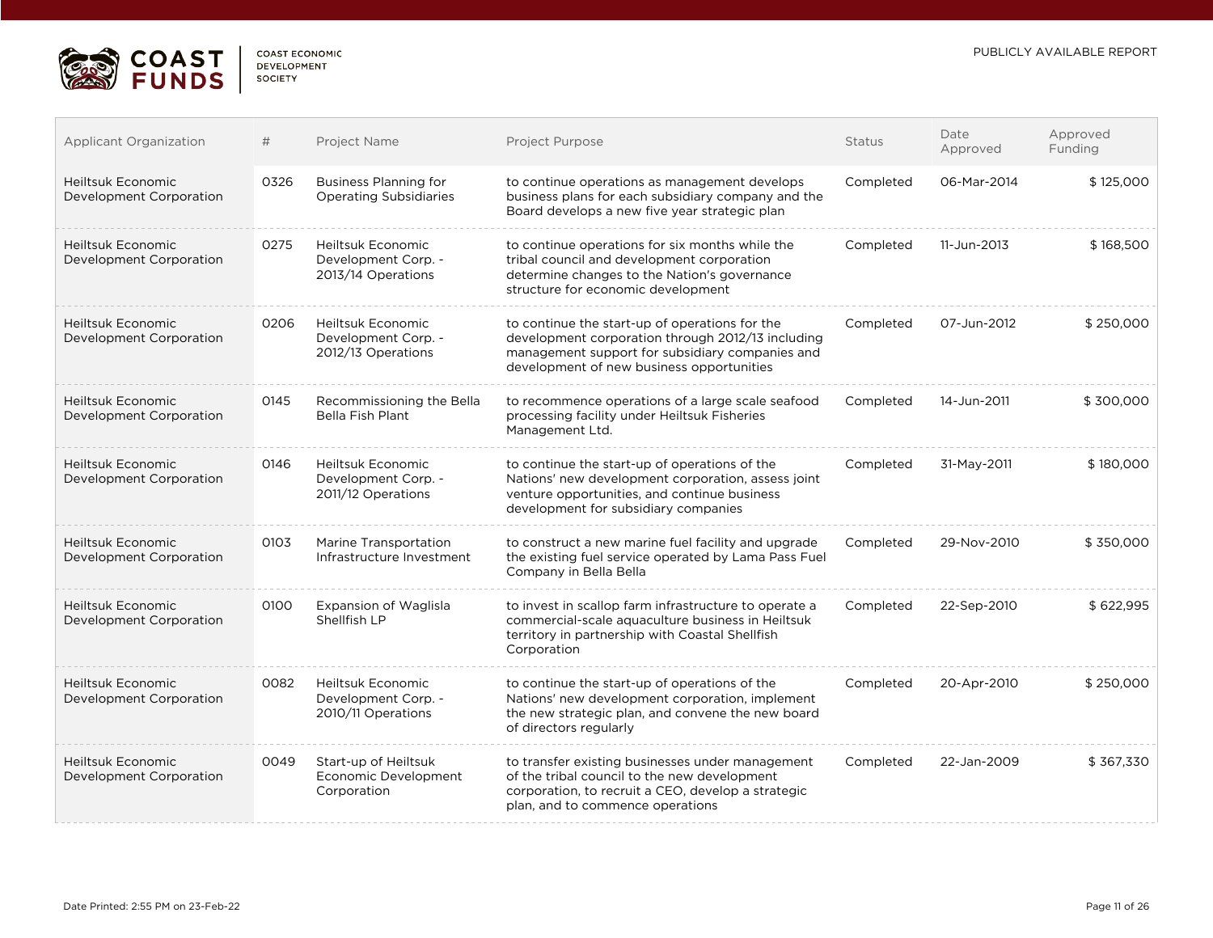COAST FUNDS

COAST ECONOMIC DEVELOPMENT SOCIETY

PUBLICLY AVAILABLE REPORT

| Applicant Organization | # | Project Name | Project Purpose | Status | Date Approved | Approved Funding |
|---|---|---|---|---|---|---|
| Heiltsuk Economic Development Corporation | 0326 | Business Planning for Operating Subsidiaries | to continue operations as management develops business plans for each subsidiary company and the Board develops a new five year strategic plan | Completed | 06-Mar-2014 | $ 125,000 |
| Heiltsuk Economic Development Corporation | 0275 | Heiltsuk Economic Development Corp. - 2013/14 Operations | to continue operations for six months while the tribal council and development corporation determine changes to the Nation's governance structure for economic development | Completed | 11-Jun-2013 | $ 168,500 |
| Heiltsuk Economic Development Corporation | 0206 | Heiltsuk Economic Development Corp. - 2012/13 Operations | to continue the start-up of operations for the development corporation through 2012/13 including management support for subsidiary companies and development of new business opportunities | Completed | 07-Jun-2012 | $ 250,000 |
| Heiltsuk Economic Development Corporation | 0145 | Recommissioning the Bella Bella Fish Plant | to recommence operations of a large scale seafood processing facility under Heiltsuk Fisheries Management Ltd. | Completed | 14-Jun-2011 | $ 300,000 |
| Heiltsuk Economic Development Corporation | 0146 | Heiltsuk Economic Development Corp. - 2011/12 Operations | to continue the start-up of operations of the Nations' new development corporation, assess joint venture opportunities, and continue business development for subsidiary companies | Completed | 31-May-2011 | $ 180,000 |
| Heiltsuk Economic Development Corporation | 0103 | Marine Transportation Infrastructure Investment | to construct a new marine fuel facility and upgrade the existing fuel service operated by Lama Pass Fuel Company in Bella Bella | Completed | 29-Nov-2010 | $ 350,000 |
| Heiltsuk Economic Development Corporation | 0100 | Expansion of Waglisla Shellfish LP | to invest in scallop farm infrastructure to operate a commercial-scale aquaculture business in Heiltsuk territory in partnership with Coastal Shellfish Corporation | Completed | 22-Sep-2010 | $ 622,995 |
| Heiltsuk Economic Development Corporation | 0082 | Heiltsuk Economic Development Corp. - 2010/11 Operations | to continue the start-up of operations of the Nations' new development corporation, implement the new strategic plan, and convene the new board of directors regularly | Completed | 20-Apr-2010 | $ 250,000 |
| Heiltsuk Economic Development Corporation | 0049 | Start-up of Heiltsuk Economic Development Corporation | to transfer existing businesses under management of the tribal council to the new development corporation, to recruit a CEO, develop a strategic plan, and to commence operations | Completed | 22-Jan-2009 | $ 367,330 |

Date Printed: 2:55 PM on 23-Feb-22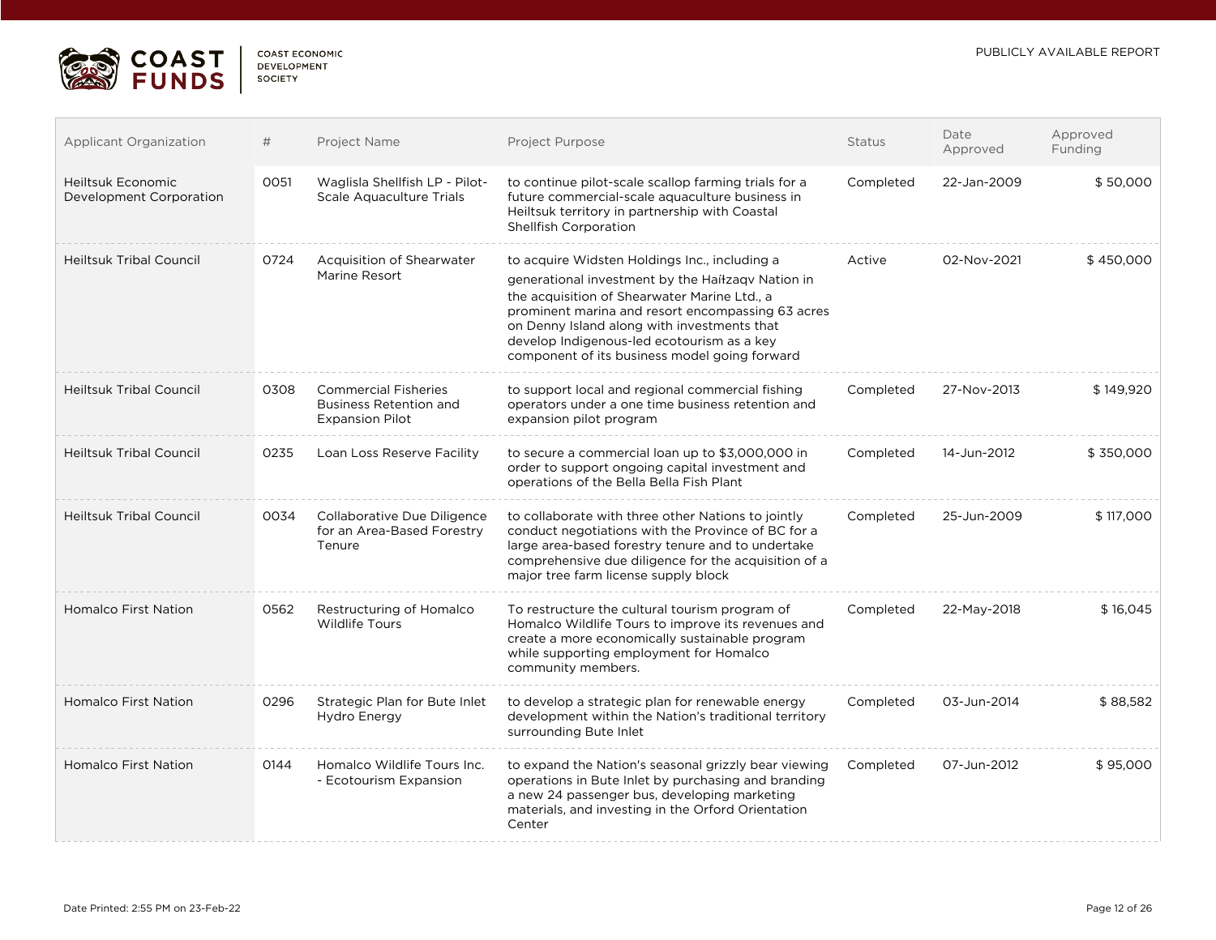| Applicant Organization | # | Project Name | Project Purpose | Status | Date Approved | Approved Funding |
|---|---|---|---|---|---|---|
| Heiltsuk Economic Development Corporation | 0051 | Waglisla Shellfish LP - Pilot-Scale Aquaculture Trials | to continue pilot-scale scallop farming trials for a future commercial-scale aquaculture business in Heiltsuk territory in partnership with Coastal Shellfish Corporation | Completed | 22-Jan-2009 | $ 50,000 |
| Heiltsuk Tribal Council | 0724 | Acquisition of Shearwater Marine Resort | to acquire Widsten Holdings Inc., including a generational investment by the Haíɫzaqv Nation in the acquisition of Shearwater Marine Ltd., a prominent marina and resort encompassing 63 acres on Denny Island along with investments that develop Indigenous-led ecotourism as a key component of its business model going forward | Active | 02-Nov-2021 | $ 450,000 |
| Heiltsuk Tribal Council | 0308 | Commercial Fisheries Business Retention and Expansion Pilot | to support local and regional commercial fishing operators under a one time business retention and expansion pilot program | Completed | 27-Nov-2013 | $ 149,920 |
| Heiltsuk Tribal Council | 0235 | Loan Loss Reserve Facility | to secure a commercial loan up to $3,000,000 in order to support ongoing capital investment and operations of the Bella Bella Fish Plant | Completed | 14-Jun-2012 | $ 350,000 |
| Heiltsuk Tribal Council | 0034 | Collaborative Due Diligence for an Area-Based Forestry Tenure | to collaborate with three other Nations to jointly conduct negotiations with the Province of BC for a large area-based forestry tenure and to undertake comprehensive due diligence for the acquisition of a major tree farm license supply block | Completed | 25-Jun-2009 | $ 117,000 |
| Homalco First Nation | 0562 | Restructuring of Homalco Wildlife Tours | To restructure the cultural tourism program of Homalco Wildlife Tours to improve its revenues and create a more economically sustainable program while supporting employment for Homalco community members. | Completed | 22-May-2018 | $ 16,045 |
| Homalco First Nation | 0296 | Strategic Plan for Bute Inlet Hydro Energy | to develop a strategic plan for renewable energy development within the Nation's traditional territory surrounding Bute Inlet | Completed | 03-Jun-2014 | $ 88,582 |
| Homalco First Nation | 0144 | Homalco Wildlife Tours Inc. - Ecotourism Expansion | to expand the Nation's seasonal grizzly bear viewing operations in Bute Inlet by purchasing and branding a new 24 passenger bus, developing marketing materials, and investing in the Orford Orientation Center | Completed | 07-Jun-2012 | $ 95,000 |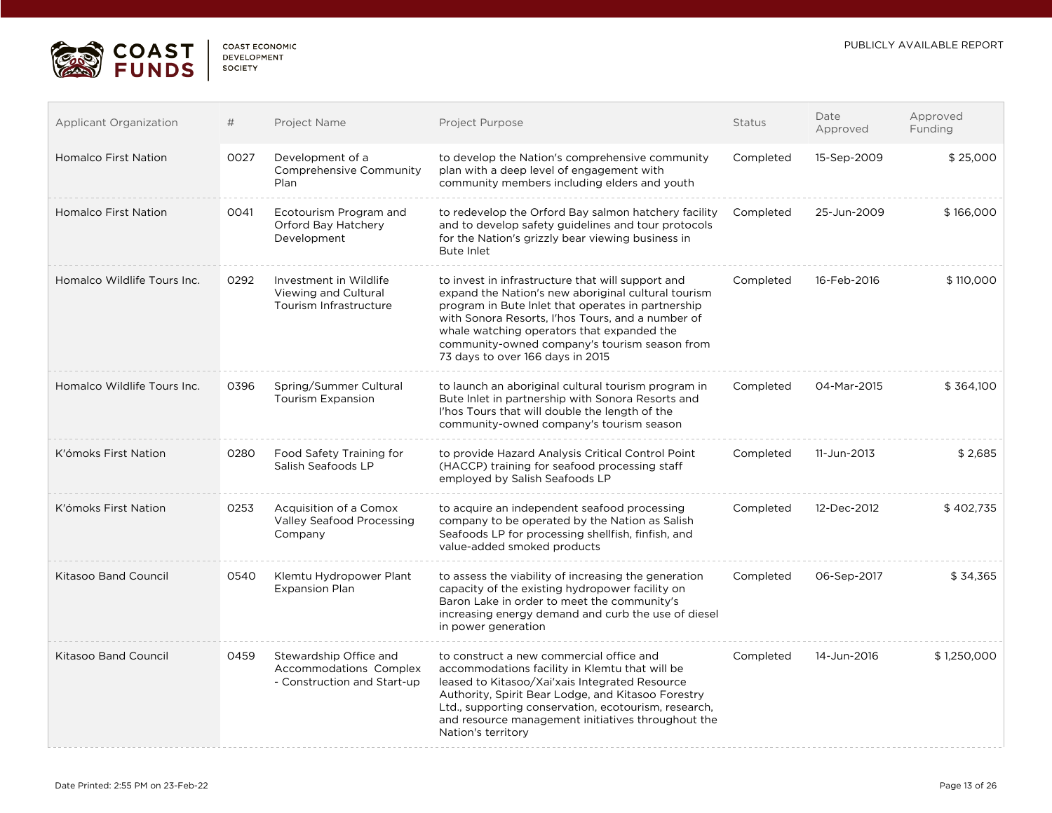| Applicant Organization | # | Project Name | Project Purpose | Status | Date Approved | Approved Funding |
|---|---|---|---|---|---|---|
| Homalco First Nation | 0027 | Development of a Comprehensive Community Plan | to develop the Nation's comprehensive community plan with a deep level of engagement with community members including elders and youth | Completed | 15-Sep-2009 | $ 25,000 |
| Homalco First Nation | 0041 | Ecotourism Program and Orford Bay Hatchery Development | to redevelop the Orford Bay salmon hatchery facility and to develop safety guidelines and tour protocols for the Nation's grizzly bear viewing business in Bute Inlet | Completed | 25-Jun-2009 | $ 166,000 |
| Homalco Wildlife Tours Inc. | 0292 | Investment in Wildlife Viewing and Cultural Tourism Infrastructure | to invest in infrastructure that will support and expand the Nation's new aboriginal cultural tourism program in Bute Inlet that operates in partnership with Sonora Resorts, I'hos Tours, and a number of whale watching operators that expanded the community-owned company's tourism season from 73 days to over 166 days in 2015 | Completed | 16-Feb-2016 | $ 110,000 |
| Homalco Wildlife Tours Inc. | 0396 | Spring/Summer Cultural Tourism Expansion | to launch an aboriginal cultural tourism program in Bute Inlet in partnership with Sonora Resorts and I'hos Tours that will double the length of the community-owned company's tourism season | Completed | 04-Mar-2015 | $ 364,100 |
| K'ómoks First Nation | 0280 | Food Safety Training for Salish Seafoods LP | to provide Hazard Analysis Critical Control Point (HACCP) training for seafood processing staff employed by Salish Seafoods LP | Completed | 11-Jun-2013 | $ 2,685 |
| K'ómoks First Nation | 0253 | Acquisition of a Comox Valley Seafood Processing Company | to acquire an independent seafood processing company to be operated by the Nation as Salish Seafoods LP for processing shellfish, finfish, and value-added smoked products | Completed | 12-Dec-2012 | $ 402,735 |
| Kitasoo Band Council | 0540 | Klemtu Hydropower Plant Expansion Plan | to assess the viability of increasing the generation capacity of the existing hydropower facility on Baron Lake in order to meet the community's increasing energy demand and curb the use of diesel in power generation | Completed | 06-Sep-2017 | $ 34,365 |
| Kitasoo Band Council | 0459 | Stewardship Office and Accommodations Complex - Construction and Start-up | to construct a new commercial office and accommodations facility in Klemtu that will be leased to Kitasoo/Xai'xais Integrated Resource Authority, Spirit Bear Lodge, and Kitasoo Forestry Ltd., supporting conservation, ecotourism, research, and resource management initiatives throughout the Nation's territory | Completed | 14-Jun-2016 | $ 1,250,000 |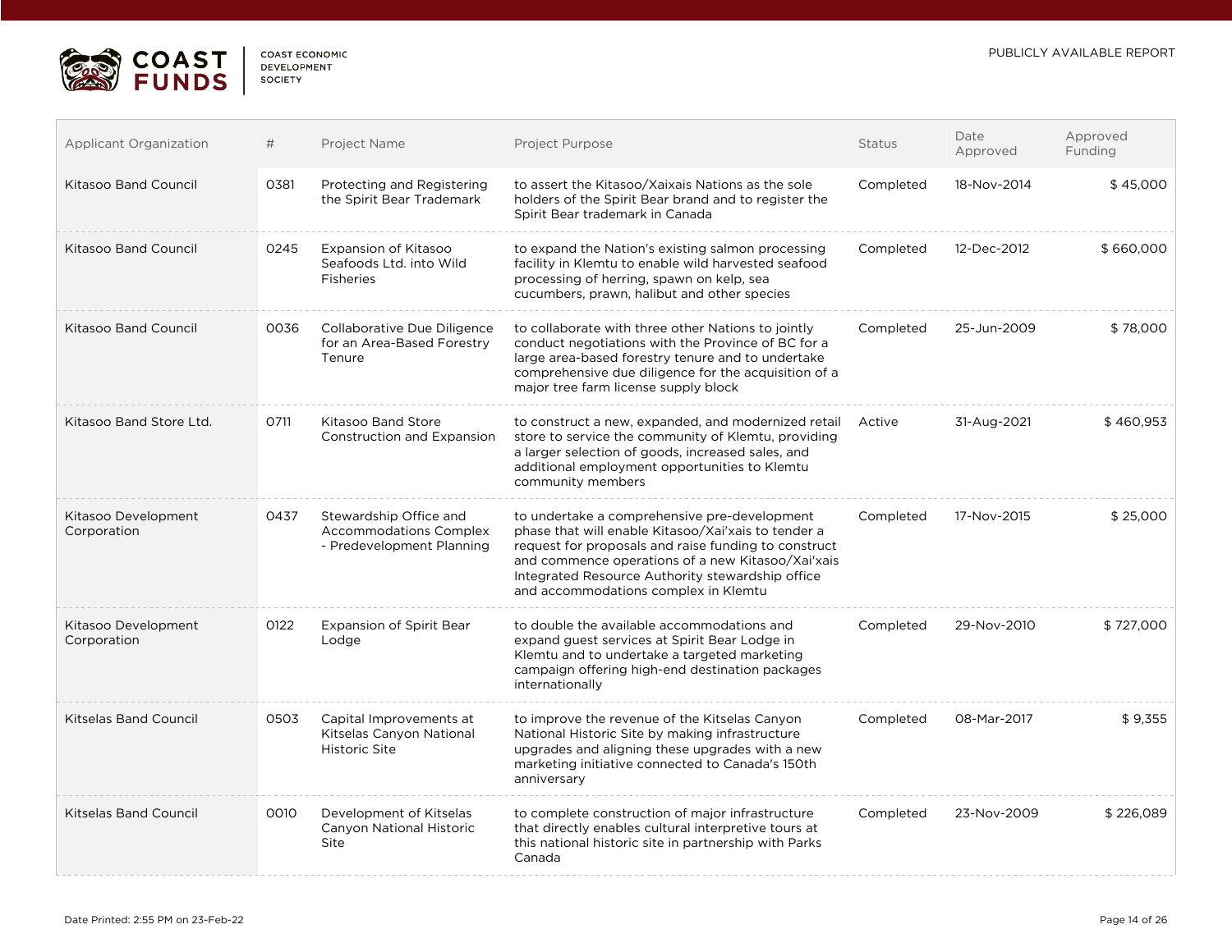| Applicant Organization | # | Project Name | Project Purpose | Status | Date Approved | Approved Funding |
|---|---|---|---|---|---|---|
| Kitasoo Band Council | 0381 | Protecting and Registering the Spirit Bear Trademark | to assert the Kitasoo/Xaixais Nations as the sole holders of the Spirit Bear brand and to register the Spirit Bear trademark in Canada | Completed | 18-Nov-2014 | $ 45,000 |
| Kitasoo Band Council | 0245 | Expansion of Kitasoo Seafoods Ltd. into Wild Fisheries | to expand the Nation's existing salmon processing facility in Klemtu to enable wild harvested seafood processing of herring, spawn on kelp, sea cucumbers, prawn, halibut and other species | Completed | 12-Dec-2012 | $ 660,000 |
| Kitasoo Band Council | 0036 | Collaborative Due Diligence for an Area-Based Forestry Tenure | to collaborate with three other Nations to jointly conduct negotiations with the Province of BC for a large area-based forestry tenure and to undertake comprehensive due diligence for the acquisition of a major tree farm license supply block | Completed | 25-Jun-2009 | $ 78,000 |
| Kitasoo Band Store Ltd. | 0711 | Kitasoo Band Store Construction and Expansion | to construct a new, expanded, and modernized retail store to service the community of Klemtu, providing a larger selection of goods, increased sales, and additional employment opportunities to Klemtu community members | Active | 31-Aug-2021 | $ 460,953 |
| Kitasoo Development Corporation | 0437 | Stewardship Office and Accommodations Complex - Predevelopment Planning | to undertake a comprehensive pre-development phase that will enable Kitasoo/Xai'xais to tender a request for proposals and raise funding to construct and commence operations of a new Kitasoo/Xai'xais Integrated Resource Authority stewardship office and accommodations complex in Klemtu | Completed | 17-Nov-2015 | $ 25,000 |
| Kitasoo Development Corporation | 0122 | Expansion of Spirit Bear Lodge | to double the available accommodations and expand guest services at Spirit Bear Lodge in Klemtu and to undertake a targeted marketing campaign offering high-end destination packages internationally | Completed | 29-Nov-2010 | $ 727,000 |
| Kitselas Band Council | 0503 | Capital Improvements at Kitselas Canyon National Historic Site | to improve the revenue of the Kitselas Canyon National Historic Site by making infrastructure upgrades and aligning these upgrades with a new marketing initiative connected to Canada's 150th anniversary | Completed | 08-Mar-2017 | $ 9,355 |
| Kitselas Band Council | 0010 | Development of Kitselas Canyon National Historic Site | to complete construction of major infrastructure that directly enables cultural interpretive tours at this national historic site in partnership with Parks Canada | Completed | 23-Nov-2009 | $ 226,089 |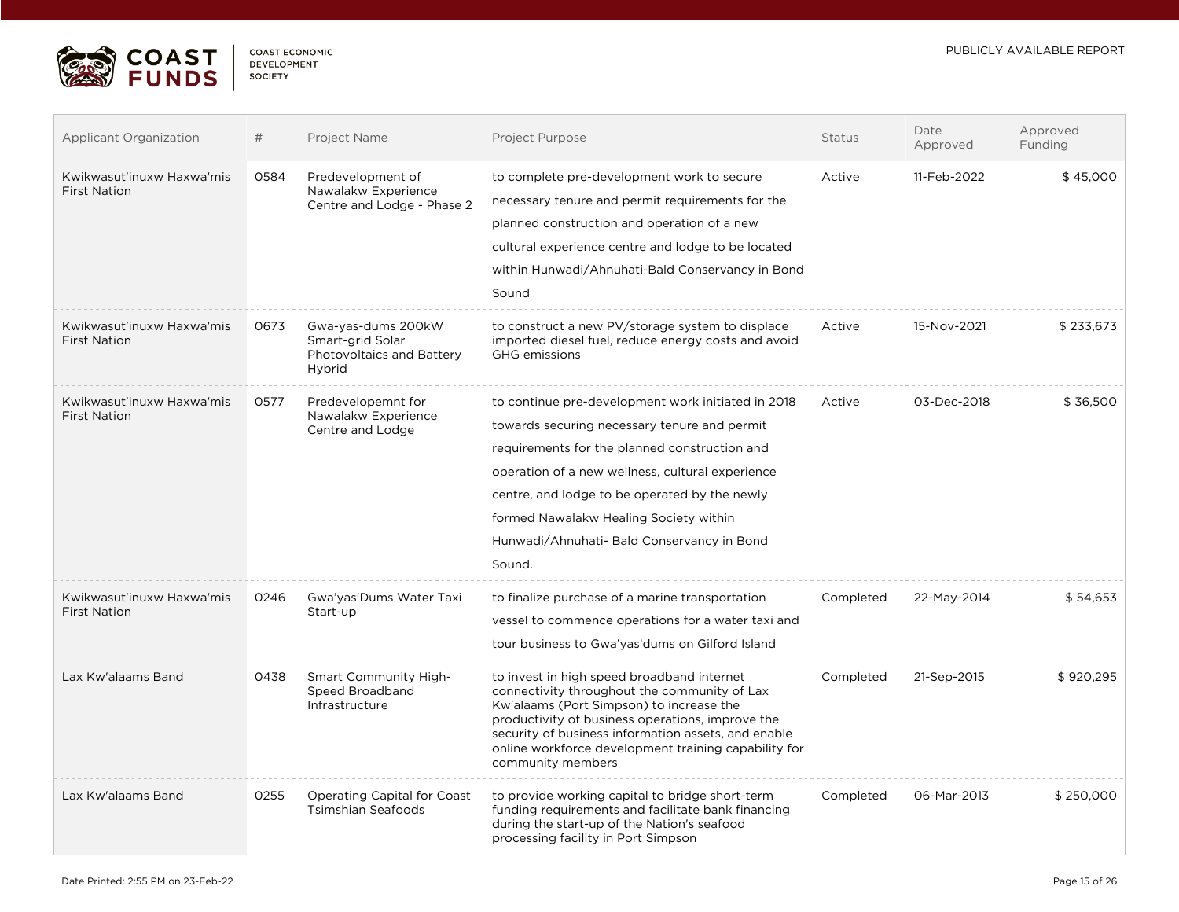| Applicant Organization | # | Project Name | Project Purpose | Status | Date Approved | Approved Funding |
|---|---|---|---|---|---|---|
| Kwikwasut'inuxw Haxwa'mis First Nation | 0584 | Predevelopment of Nawalakw Experience Centre and Lodge - Phase 2 | to complete pre-development work to secure necessary tenure and permit requirements for the planned construction and operation of a new cultural experience centre and lodge to be located within Hunwadi/Ahnuhati-Bald Conservancy in Bond Sound | Active | 11-Feb-2022 | $ 45,000 |
| Kwikwasut'inuxw Haxwa'mis First Nation | 0673 | Gwa-yas-dums 200kW Smart-grid Solar Photovoltaics and Battery Hybrid | to construct a new PV/storage system to displace imported diesel fuel, reduce energy costs and avoid GHG emissions | Active | 15-Nov-2021 | $ 233,673 |
| Kwikwasut'inuxw Haxwa'mis First Nation | 0577 | Predevelopemnt for Nawalakw Experience Centre and Lodge | to continue pre-development work initiated in 2018 towards securing necessary tenure and permit requirements for the planned construction and operation of a new wellness, cultural experience centre, and lodge to be operated by the newly formed Nawalakw Healing Society within Hunwadi/Ahnuhati- Bald Conservancy in Bond Sound. | Active | 03-Dec-2018 | $ 36,500 |
| Kwikwasut'inuxw Haxwa'mis First Nation | 0246 | Gwa'yas'Dums Water Taxi Start-up | to finalize purchase of a marine transportation vessel to commence operations for a water taxi and tour business to Gwa'yas'dums on Gilford Island | Completed | 22-May-2014 | $ 54,653 |
| Lax Kw'alaams Band | 0438 | Smart Community High-Speed Broadband Infrastructure | to invest in high speed broadband internet connectivity throughout the community of Lax Kw'alaams (Port Simpson) to increase the productivity of business operations, improve the security of business information assets, and enable online workforce development training capability for community members | Completed | 21-Sep-2015 | $ 920,295 |
| Lax Kw'alaams Band | 0255 | Operating Capital for Coast Tsimshian Seafoods | to provide working capital to bridge short-term funding requirements and facilitate bank financing during the start-up of the Nation's seafood processing facility in Port Simpson | Completed | 06-Mar-2013 | $ 250,000 |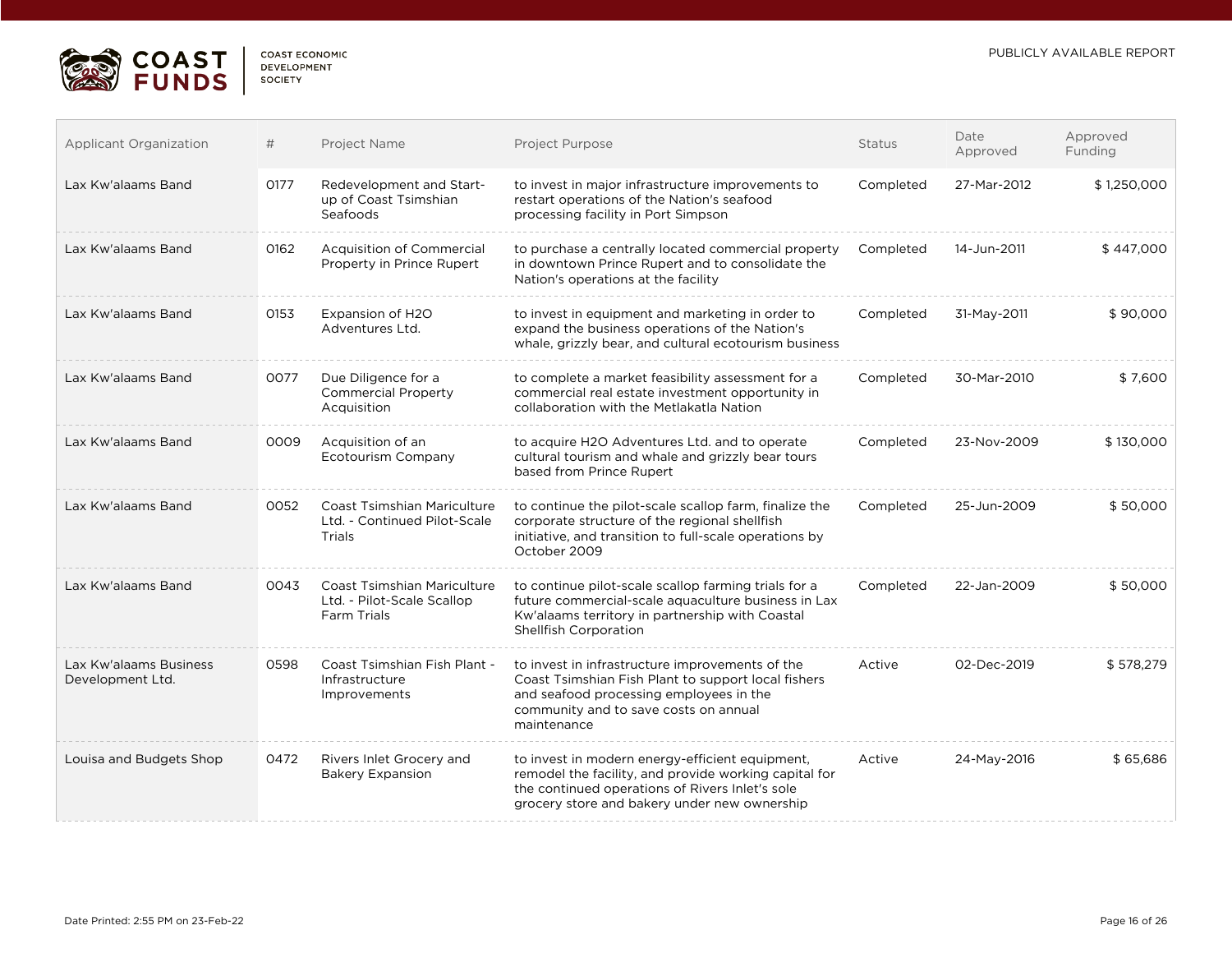| Applicant Organization | # | Project Name | Project Purpose | Status | Date Approved | Approved Funding |
|---|---|---|---|---|---|---|
| Lax Kw'alaams Band | 0177 | Redevelopment and Start-up of Coast Tsimshian Seafoods | to invest in major infrastructure improvements to restart operations of the Nation's seafood processing facility in Port Simpson | Completed | 27-Mar-2012 | $ 1,250,000 |
| Lax Kw'alaams Band | 0162 | Acquisition of Commercial Property in Prince Rupert | to purchase a centrally located commercial property in downtown Prince Rupert and to consolidate the Nation's operations at the facility | Completed | 14-Jun-2011 | $ 447,000 |
| Lax Kw'alaams Band | 0153 | Expansion of H2O Adventures Ltd. | to invest in equipment and marketing in order to expand the business operations of the Nation's whale, grizzly bear, and cultural ecotourism business | Completed | 31-May-2011 | $ 90,000 |
| Lax Kw'alaams Band | 0077 | Due Diligence for a Commercial Property Acquisition | to complete a market feasibility assessment for a commercial real estate investment opportunity in collaboration with the Metlakatla Nation | Completed | 30-Mar-2010 | $ 7,600 |
| Lax Kw'alaams Band | 0009 | Acquisition of an Ecotourism Company | to acquire H2O Adventures Ltd. and to operate cultural tourism and whale and grizzly bear tours based from Prince Rupert | Completed | 23-Nov-2009 | $ 130,000 |
| Lax Kw'alaams Band | 0052 | Coast Tsimshian Mariculture Ltd. - Continued Pilot-Scale Trials | to continue the pilot-scale scallop farm, finalize the corporate structure of the regional shellfish initiative, and transition to full-scale operations by October 2009 | Completed | 25-Jun-2009 | $ 50,000 |
| Lax Kw'alaams Band | 0043 | Coast Tsimshian Mariculture Ltd. - Pilot-Scale Scallop Farm Trials | to continue pilot-scale scallop farming trials for a future commercial-scale aquaculture business in Lax Kw'alaams territory in partnership with Coastal Shellfish Corporation | Completed | 22-Jan-2009 | $ 50,000 |
| Lax Kw'alaams Business Development Ltd. | 0598 | Coast Tsimshian Fish Plant - Infrastructure Improvements | to invest in infrastructure improvements of the Coast Tsimshian Fish Plant to support local fishers and seafood processing employees in the community and to save costs on annual maintenance | Active | 02-Dec-2019 | $ 578,279 |
| Louisa and Budgets Shop | 0472 | Rivers Inlet Grocery and Bakery Expansion | to invest in modern energy-efficient equipment, remodel the facility, and provide working capital for the continued operations of Rivers Inlet's sole grocery store and bakery under new ownership | Active | 24-May-2016 | $ 65,686 |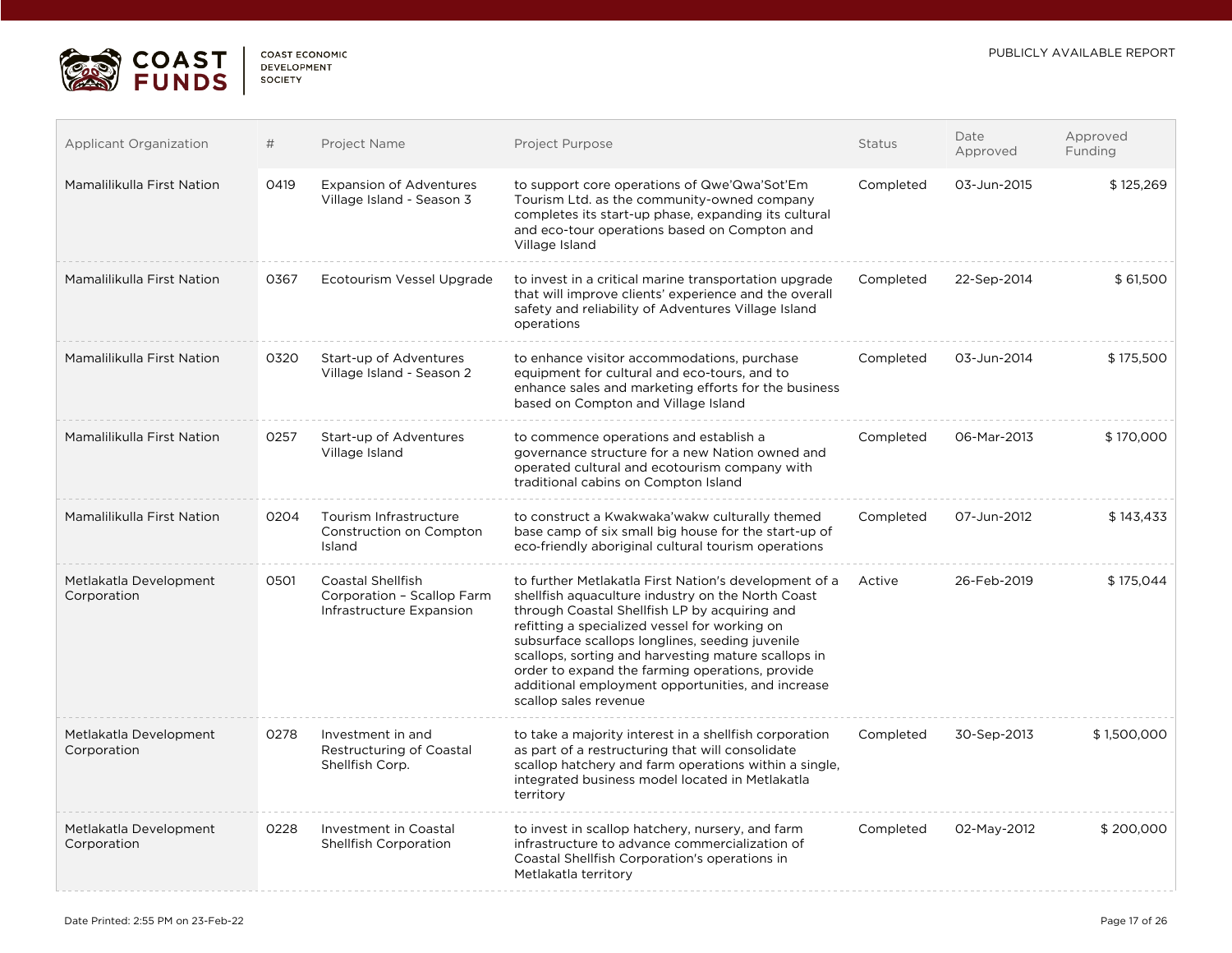| Applicant Organization | # | Project Name | Project Purpose | Status | Date Approved | Approved Funding |
|---|---|---|---|---|---|---|
| Mamalilikulla First Nation | 0419 | Expansion of Adventures Village Island - Season 3 | to support core operations of Qwe'Qwa'Sot'Em Tourism Ltd. as the community-owned company completes its start-up phase, expanding its cultural and eco-tour operations based on Compton and Village Island | Completed | 03-Jun-2015 | $ 125,269 |
| Mamalilikulla First Nation | 0367 | Ecotourism Vessel Upgrade | to invest in a critical marine transportation upgrade that will improve clients' experience and the overall safety and reliability of Adventures Village Island operations | Completed | 22-Sep-2014 | $ 61,500 |
| Mamalilikulla First Nation | 0320 | Start-up of Adventures Village Island - Season 2 | to enhance visitor accommodations, purchase equipment for cultural and eco-tours, and to enhance sales and marketing efforts for the business based on Compton and Village Island | Completed | 03-Jun-2014 | $ 175,500 |
| Mamalilikulla First Nation | 0257 | Start-up of Adventures Village Island | to commence operations and establish a governance structure for a new Nation owned and operated cultural and ecotourism company with traditional cabins on Compton Island | Completed | 06-Mar-2013 | $ 170,000 |
| Mamalilikulla First Nation | 0204 | Tourism Infrastructure Construction on Compton Island | to construct a Kwakwaka'wakw culturally themed base camp of six small big house for the start-up of eco-friendly aboriginal cultural tourism operations | Completed | 07-Jun-2012 | $ 143,433 |
| Metlakatla Development Corporation | 0501 | Coastal Shellfish Corporation – Scallop Farm Infrastructure Expansion | to further Metlakatla First Nation's development of a shellfish aquaculture industry on the North Coast through Coastal Shellfish LP by acquiring and refitting a specialized vessel for working on subsurface scallops longlines, seeding juvenile scallops, sorting and harvesting mature scallops in order to expand the farming operations, provide additional employment opportunities, and increase scallop sales revenue | Active | 26-Feb-2019 | $ 175,044 |
| Metlakatla Development Corporation | 0278 | Investment in and Restructuring of Coastal Shellfish Corp. | to take a majority interest in a shellfish corporation as part of a restructuring that will consolidate scallop hatchery and farm operations within a single, integrated business model located in Metlakatla territory | Completed | 30-Sep-2013 | $ 1,500,000 |
| Metlakatla Development Corporation | 0228 | Investment in Coastal Shellfish Corporation | to invest in scallop hatchery, nursery, and farm infrastructure to advance commercialization of Coastal Shellfish Corporation's operations in Metlakatla territory | Completed | 02-May-2012 | $ 200,000 |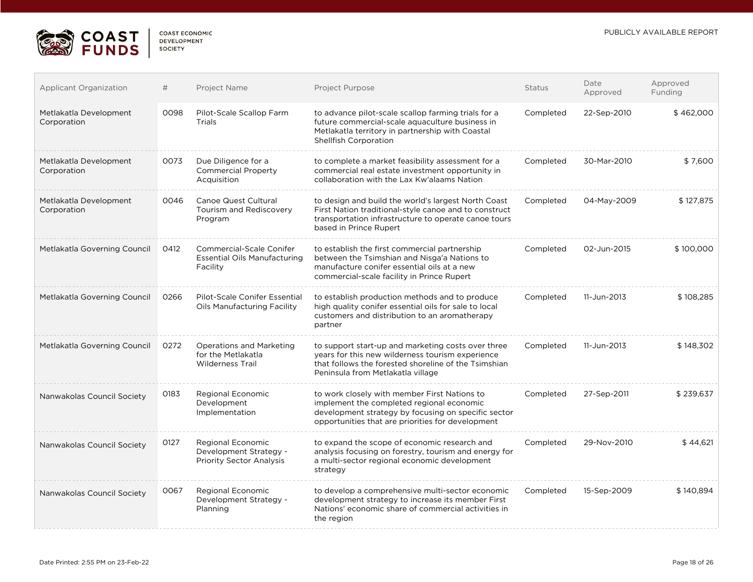| Applicant Organization | # | Project Name | Project Purpose | Status | Date Approved | Approved Funding |
|---|---|---|---|---|---|---|
| Metlakatla Development Corporation | 0098 | Pilot-Scale Scallop Farm Trials | to advance pilot-scale scallop farming trials for a future commercial-scale aquaculture business in Metlakatla territory in partnership with Coastal Shellfish Corporation | Completed | 22-Sep-2010 | $ 462,000 |
| Metlakatla Development Corporation | 0073 | Due Diligence for a Commercial Property Acquisition | to complete a market feasibility assessment for a commercial real estate investment opportunity in collaboration with the Lax Kw'alaams Nation | Completed | 30-Mar-2010 | $ 7,600 |
| Metlakatla Development Corporation | 0046 | Canoe Quest Cultural Tourism and Rediscovery Program | to design and build the world's largest North Coast First Nation traditional-style canoe and to construct transportation infrastructure to operate canoe tours based in Prince Rupert | Completed | 04-May-2009 | $ 127,875 |
| Metlakatla Governing Council | 0412 | Commercial-Scale Conifer Essential Oils Manufacturing Facility | to establish the first commercial partnership between the Tsimshian and Nisga'a Nations to manufacture conifer essential oils at a new commercial-scale facility in Prince Rupert | Completed | 02-Jun-2015 | $ 100,000 |
| Metlakatla Governing Council | 0266 | Pilot-Scale Conifer Essential Oils Manufacturing Facility | to establish production methods and to produce high quality conifer essential oils for sale to local customers and distribution to an aromatherapy partner | Completed | 11-Jun-2013 | $ 108,285 |
| Metlakatla Governing Council | 0272 | Operations and Marketing for the Metlakatla Wilderness Trail | to support start-up and marketing costs over three years for this new wilderness tourism experience that follows the forested shoreline of the Tsimshian Peninsula from Metlakatla village | Completed | 11-Jun-2013 | $ 148,302 |
| Nanwakolas Council Society | 0183 | Regional Economic Development Implementation | to work closely with member First Nations to implement the completed regional economic development strategy by focusing on specific sector opportunities that are priorities for development | Completed | 27-Sep-2011 | $ 239,637 |
| Nanwakolas Council Society | 0127 | Regional Economic Development Strategy - Priority Sector Analysis | to expand the scope of economic research and analysis focusing on forestry, tourism and energy for a multi-sector regional economic development strategy | Completed | 29-Nov-2010 | $ 44,621 |
| Nanwakolas Council Society | 0067 | Regional Economic Development Strategy - Planning | to develop a comprehensive multi-sector economic development strategy to increase its member First Nations' economic share of commercial activities in the region | Completed | 15-Sep-2009 | $ 140,894 |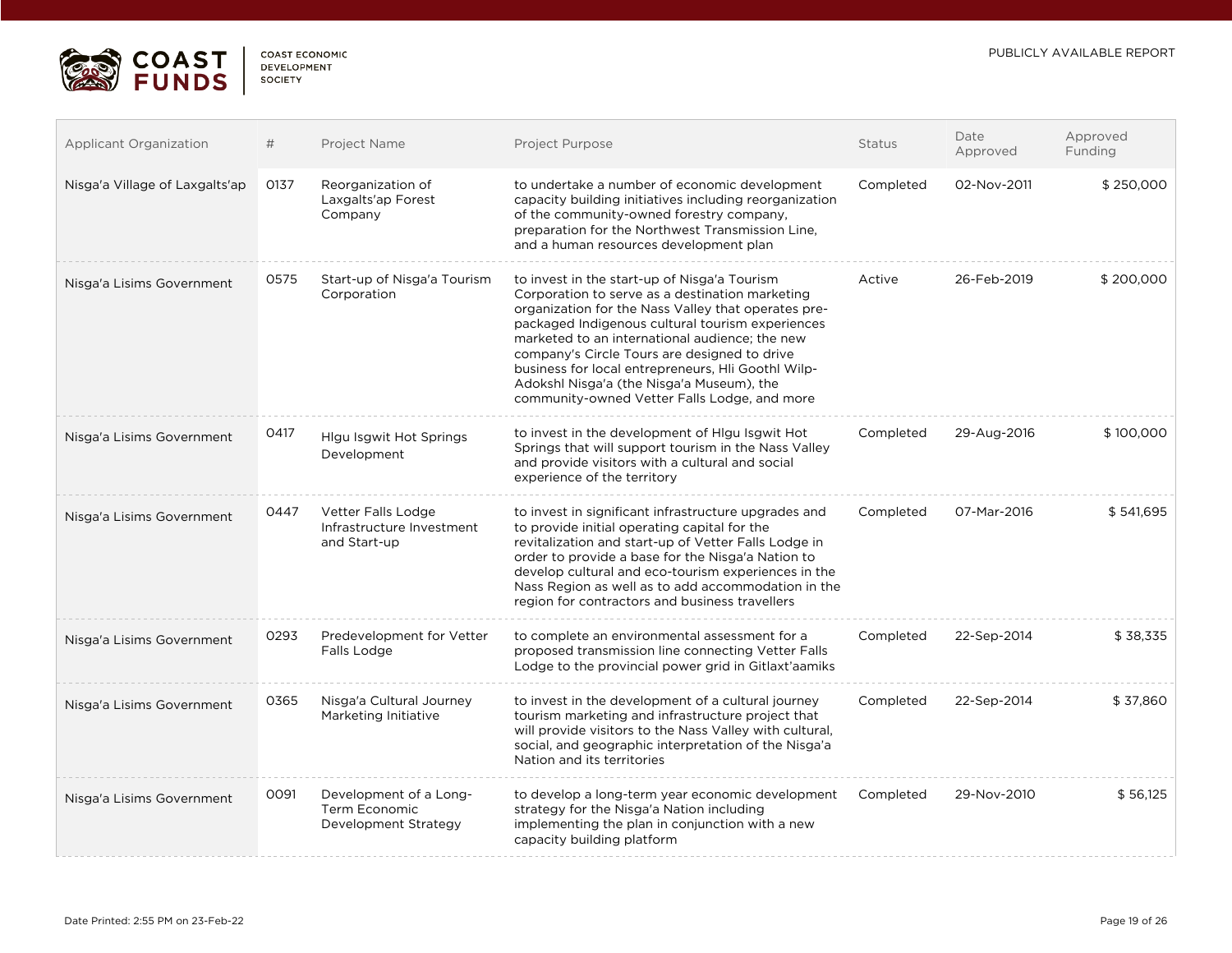| Applicant Organization | # | Project Name | Project Purpose | Status | Date Approved | Approved Funding |
|---|---|---|---|---|---|---|
| Nisga'a Village of Laxgalts'ap | 0137 | Reorganization of Laxgalts'ap Forest Company | to undertake a number of economic development capacity building initiatives including reorganization of the community-owned forestry company, preparation for the Northwest Transmission Line, and a human resources development plan | Completed | 02-Nov-2011 | $ 250,000 |
| Nisga'a Lisims Government | 0575 | Start-up of Nisga'a Tourism Corporation | to invest in the start-up of Nisga'a Tourism Corporation to serve as a destination marketing organization for the Nass Valley that operates pre-packaged Indigenous cultural tourism experiences marketed to an international audience; the new company's Circle Tours are designed to drive business for local entrepreneurs, Hli Goothl Wilp-Adokshl Nisga'a (the Nisga'a Museum), the community-owned Vetter Falls Lodge, and more | Active | 26-Feb-2019 | $ 200,000 |
| Nisga'a Lisims Government | 0417 | Hlgu Isgwit Hot Springs Development | to invest in the development of Hlgu Isgwit Hot Springs that will support tourism in the Nass Valley and provide visitors with a cultural and social experience of the territory | Completed | 29-Aug-2016 | $ 100,000 |
| Nisga'a Lisims Government | 0447 | Vetter Falls Lodge Infrastructure Investment and Start-up | to invest in significant infrastructure upgrades and to provide initial operating capital for the revitalization and start-up of Vetter Falls Lodge in order to provide a base for the Nisga'a Nation to develop cultural and eco-tourism experiences in the Nass Region as well as to add accommodation in the region for contractors and business travellers | Completed | 07-Mar-2016 | $ 541,695 |
| Nisga'a Lisims Government | 0293 | Predevelopment for Vetter Falls Lodge | to complete an environmental assessment for a proposed transmission line connecting Vetter Falls Lodge to the provincial power grid in Gitlaxt'aamiks | Completed | 22-Sep-2014 | $ 38,335 |
| Nisga'a Lisims Government | 0365 | Nisga'a Cultural Journey Marketing Initiative | to invest in the development of a cultural journey tourism marketing and infrastructure project that will provide visitors to the Nass Valley with cultural, social, and geographic interpretation of the Nisga'a Nation and its territories | Completed | 22-Sep-2014 | $ 37,860 |
| Nisga'a Lisims Government | 0091 | Development of a Long-Term Economic Development Strategy | to develop a long-term year economic development strategy for the Nisga'a Nation including implementing the plan in conjunction with a new capacity building platform | Completed | 29-Nov-2010 | $ 56,125 |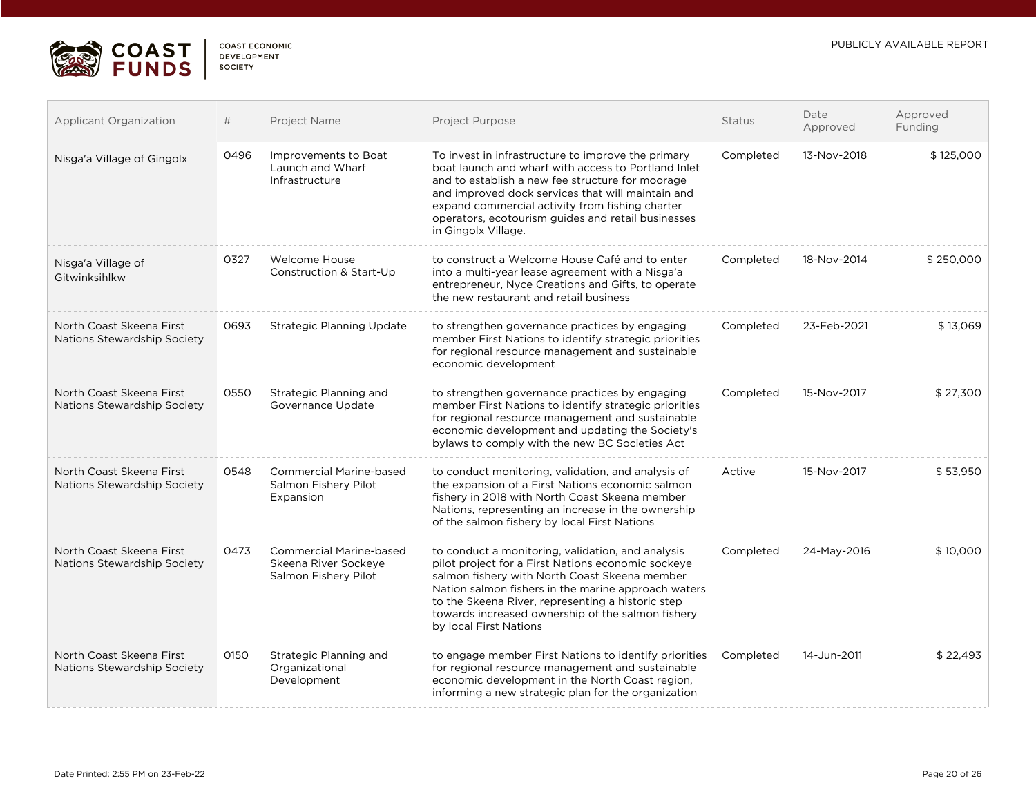| Applicant Organization | # | Project Name | Project Purpose | Status | Date Approved | Approved Funding |
|---|---|---|---|---|---|---|
| Nisga'a Village of Gingolx | 0496 | Improvements to Boat Launch and Wharf Infrastructure | To invest in infrastructure to improve the primary boat launch and wharf with access to Portland Inlet and to establish a new fee structure for moorage and improved dock services that will maintain and expand commercial activity from fishing charter operators, ecotourism guides and retail businesses in Gingolx Village. | Completed | 13-Nov-2018 | $ 125,000 |
| Nisga'a Village of Gitwinksihlkw | 0327 | Welcome House Construction & Start-Up | to construct a Welcome House Café and to enter into a multi-year lease agreement with a Nisga'a entrepreneur, Nyce Creations and Gifts, to operate the new restaurant and retail business | Completed | 18-Nov-2014 | $ 250,000 |
| North Coast Skeena First Nations Stewardship Society | 0693 | Strategic Planning Update | to strengthen governance practices by engaging member First Nations to identify strategic priorities for regional resource management and sustainable economic development | Completed | 23-Feb-2021 | $ 13,069 |
| North Coast Skeena First Nations Stewardship Society | 0550 | Strategic Planning and Governance Update | to strengthen governance practices by engaging member First Nations to identify strategic priorities for regional resource management and sustainable economic development and updating the Society's bylaws to comply with the new BC Societies Act | Completed | 15-Nov-2017 | $ 27,300 |
| North Coast Skeena First Nations Stewardship Society | 0548 | Commercial Marine-based Salmon Fishery Pilot Expansion | to conduct monitoring, validation, and analysis of the expansion of a First Nations economic salmon fishery in 2018 with North Coast Skeena member Nations, representing an increase in the ownership of the salmon fishery by local First Nations | Active | 15-Nov-2017 | $ 53,950 |
| North Coast Skeena First Nations Stewardship Society | 0473 | Commercial Marine-based Skeena River Sockeye Salmon Fishery Pilot | to conduct a monitoring, validation, and analysis pilot project for a First Nations economic sockeye salmon fishery with North Coast Skeena member Nation salmon fishers in the marine approach waters to the Skeena River, representing a historic step towards increased ownership of the salmon fishery by local First Nations | Completed | 24-May-2016 | $ 10,000 |
| North Coast Skeena First Nations Stewardship Society | 0150 | Strategic Planning and Organizational Development | to engage member First Nations to identify priorities for regional resource management and sustainable economic development in the North Coast region, informing a new strategic plan for the organization | Completed | 14-Jun-2011 | $ 22,493 |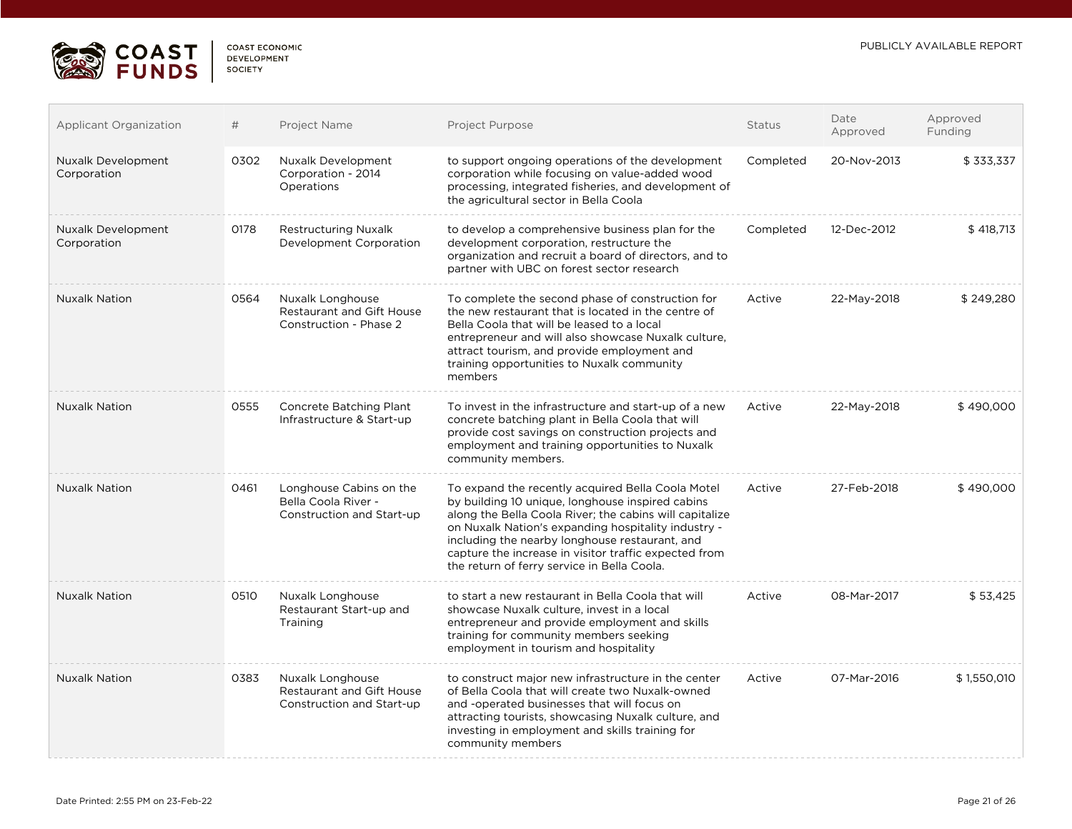| Applicant Organization | # | Project Name | Project Purpose | Status | Date Approved | Approved Funding |
|---|---|---|---|---|---|---|
| Nuxalk Development Corporation | 0302 | Nuxalk Development Corporation - 2014 Operations | to support ongoing operations of the development corporation while focusing on value-added wood processing, integrated fisheries, and development of the agricultural sector in Bella Coola | Completed | 20-Nov-2013 | $ 333,337 |
| Nuxalk Development Corporation | 0178 | Restructuring Nuxalk Development Corporation | to develop a comprehensive business plan for the development corporation, restructure the organization and recruit a board of directors, and to partner with UBC on forest sector research | Completed | 12-Dec-2012 | $ 418,713 |
| Nuxalk Nation | 0564 | Nuxalk Longhouse Restaurant and Gift House Construction - Phase 2 | To complete the second phase of construction for the new restaurant that is located in the centre of Bella Coola that will be leased to a local entrepreneur and will also showcase Nuxalk culture, attract tourism, and provide employment and training opportunities to Nuxalk community members | Active | 22-May-2018 | $ 249,280 |
| Nuxalk Nation | 0555 | Concrete Batching Plant Infrastructure & Start-up | To invest in the infrastructure and start-up of a new concrete batching plant in Bella Coola that will provide cost savings on construction projects and employment and training opportunities to Nuxalk community members. | Active | 22-May-2018 | $ 490,000 |
| Nuxalk Nation | 0461 | Longhouse Cabins on the Bella Coola River - Construction and Start-up | To expand the recently acquired Bella Coola Motel by building 10 unique, longhouse inspired cabins along the Bella Coola River; the cabins will capitalize on Nuxalk Nation's expanding hospitality industry - including the nearby longhouse restaurant, and capture the increase in visitor traffic expected from the return of ferry service in Bella Coola. | Active | 27-Feb-2018 | $ 490,000 |
| Nuxalk Nation | 0510 | Nuxalk Longhouse Restaurant Start-up and Training | to start a new restaurant in Bella Coola that will showcase Nuxalk culture, invest in a local entrepreneur and provide employment and skills training for community members seeking employment in tourism and hospitality | Active | 08-Mar-2017 | $ 53,425 |
| Nuxalk Nation | 0383 | Nuxalk Longhouse Restaurant and Gift House Construction and Start-up | to construct major new infrastructure in the center of Bella Coola that will create two Nuxalk-owned and -operated businesses that will focus on attracting tourists, showcasing Nuxalk culture, and investing in employment and skills training for community members | Active | 07-Mar-2016 | $ 1,550,010 |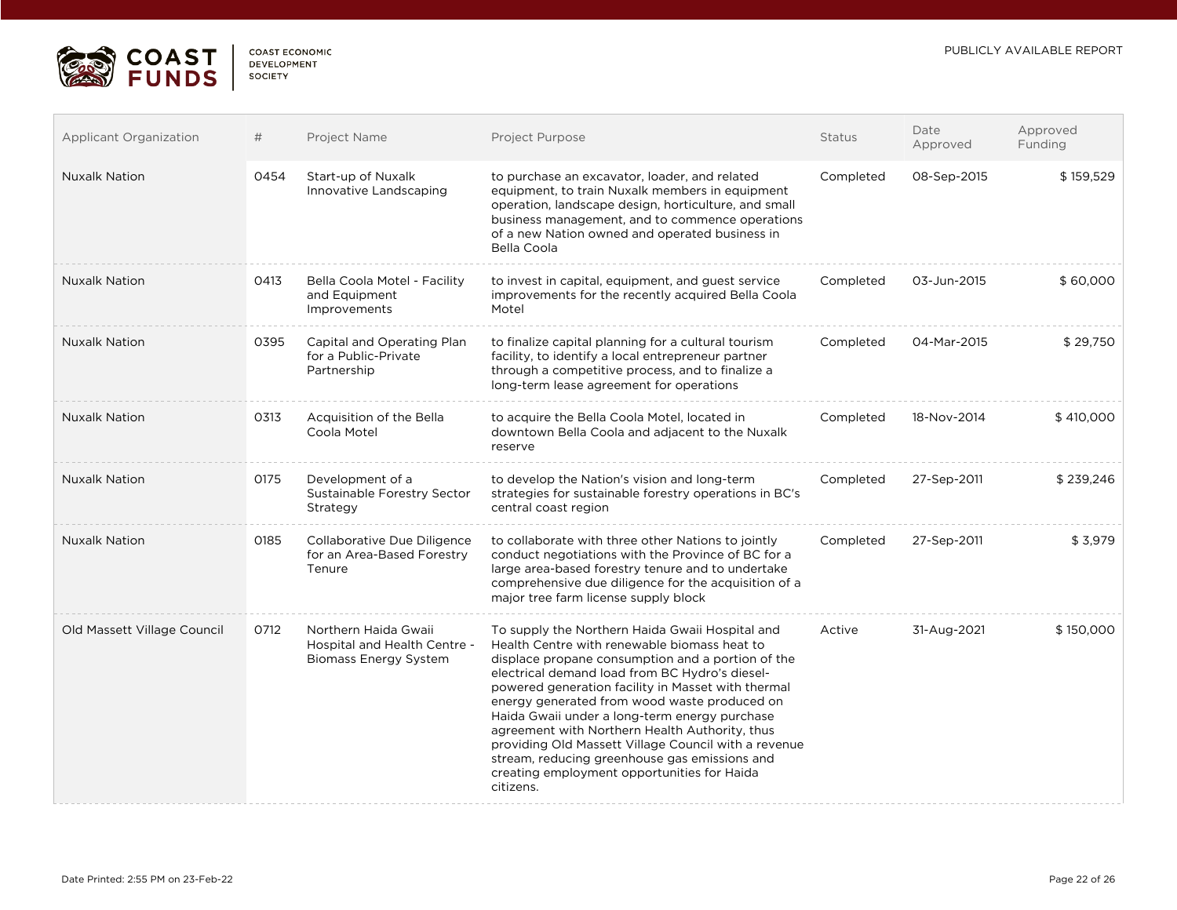| Applicant Organization | # | Project Name | Project Purpose | Status | Date Approved | Approved Funding |
|---|---|---|---|---|---|---|
| Nuxalk Nation | 0454 | Start-up of Nuxalk Innovative Landscaping | to purchase an excavator, loader, and related equipment, to train Nuxalk members in equipment operation, landscape design, horticulture, and small business management, and to commence operations of a new Nation owned and operated business in Bella Coola | Completed | 08-Sep-2015 | $ 159,529 |
| Nuxalk Nation | 0413 | Bella Coola Motel - Facility and Equipment Improvements | to invest in capital, equipment, and guest service improvements for the recently acquired Bella Coola Motel | Completed | 03-Jun-2015 | $ 60,000 |
| Nuxalk Nation | 0395 | Capital and Operating Plan for a Public-Private Partnership | to finalize capital planning for a cultural tourism facility, to identify a local entrepreneur partner through a competitive process, and to finalize a long-term lease agreement for operations | Completed | 04-Mar-2015 | $ 29,750 |
| Nuxalk Nation | 0313 | Acquisition of the Bella Coola Motel | to acquire the Bella Coola Motel, located in downtown Bella Coola and adjacent to the Nuxalk reserve | Completed | 18-Nov-2014 | $ 410,000 |
| Nuxalk Nation | 0175 | Development of a Sustainable Forestry Sector Strategy | to develop the Nation's vision and long-term strategies for sustainable forestry operations in BC's central coast region | Completed | 27-Sep-2011 | $ 239,246 |
| Nuxalk Nation | 0185 | Collaborative Due Diligence for an Area-Based Forestry Tenure | to collaborate with three other Nations to jointly conduct negotiations with the Province of BC for a large area-based forestry tenure and to undertake comprehensive due diligence for the acquisition of a major tree farm license supply block | Completed | 27-Sep-2011 | $ 3,979 |
| Old Massett Village Council | 0712 | Northern Haida Gwaii Hospital and Health Centre - Biomass Energy System | To supply the Northern Haida Gwaii Hospital and Health Centre with renewable biomass heat to displace propane consumption and a portion of the electrical demand load from BC Hydro's diesel-powered generation facility in Masset with thermal energy generated from wood waste produced on Haida Gwaii under a long-term energy purchase agreement with Northern Health Authority, thus providing Old Massett Village Council with a revenue stream, reducing greenhouse gas emissions and creating employment opportunities for Haida citizens. | Active | 31-Aug-2021 | $ 150,000 |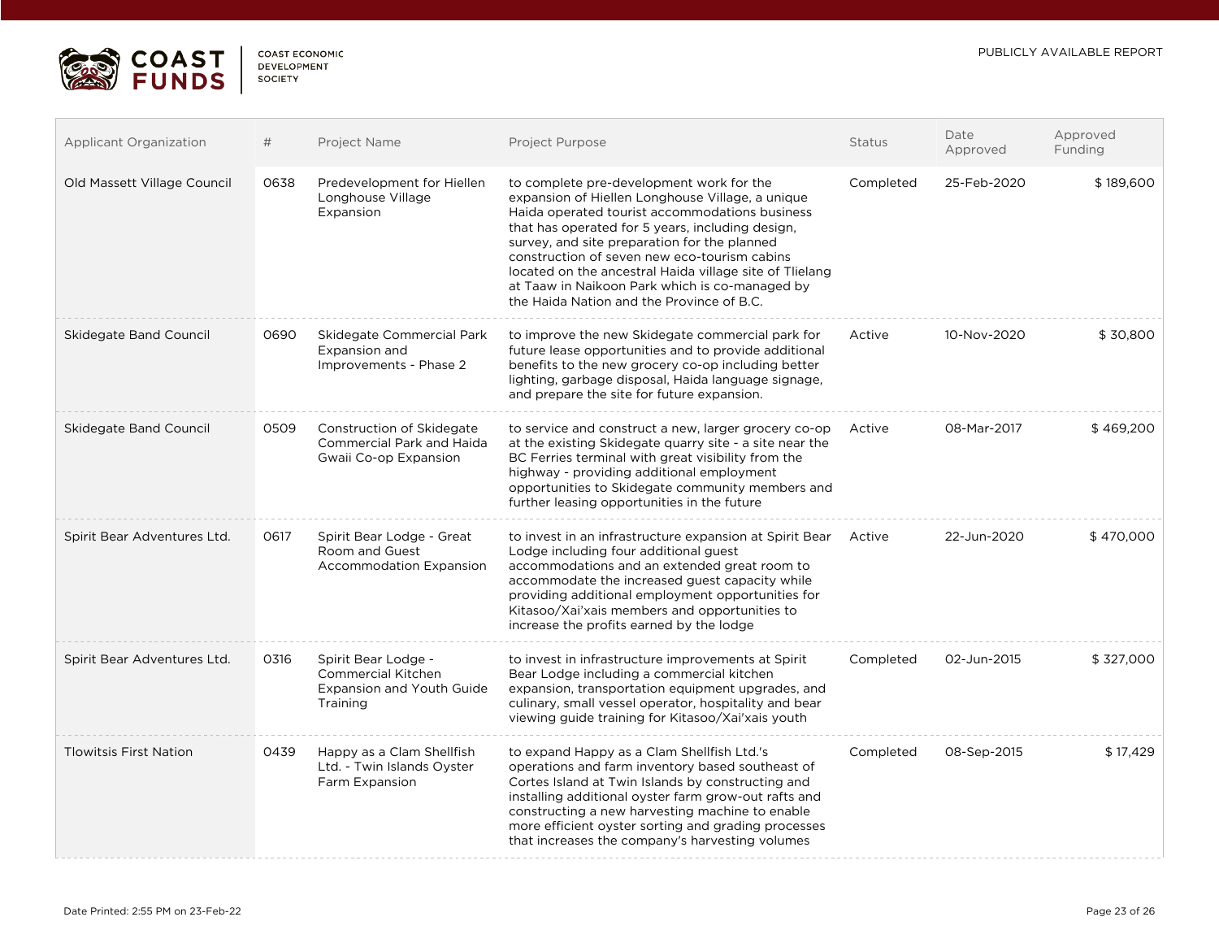| Applicant Organization | # | Project Name | Project Purpose | Status | Date Approved | Approved Funding |
|---|---|---|---|---|---|---|
| Old Massett Village Council | 0638 | Predevelopment for Hiellen Longhouse Village Expansion | to complete pre-development work for the expansion of Hiellen Longhouse Village, a unique Haida operated tourist accommodations business that has operated for 5 years, including design, survey, and site preparation for the planned construction of seven new eco-tourism cabins located on the ancestral Haida village site of Tlielang at Taaw in Naikoon Park which is co-managed by the Haida Nation and the Province of B.C. | Completed | 25-Feb-2020 | $ 189,600 |
| Skidegate Band Council | 0690 | Skidegate Commercial Park Expansion and Improvements - Phase 2 | to improve the new Skidegate commercial park for future lease opportunities and to provide additional benefits to the new grocery co-op including better lighting, garbage disposal, Haida language signage, and prepare the site for future expansion. | Active | 10-Nov-2020 | $ 30,800 |
| Skidegate Band Council | 0509 | Construction of Skidegate Commercial Park and Haida Gwaii Co-op Expansion | to service and construct a new, larger grocery co-op at the existing Skidegate quarry site - a site near the BC Ferries terminal with great visibility from the highway - providing additional employment opportunities to Skidegate community members and further leasing opportunities in the future | Active | 08-Mar-2017 | $ 469,200 |
| Spirit Bear Adventures Ltd. | 0617 | Spirit Bear Lodge - Great Room and Guest Accommodation Expansion | to invest in an infrastructure expansion at Spirit Bear Lodge including four additional guest accommodations and an extended great room to accommodate the increased guest capacity while providing additional employment opportunities for Kitasoo/Xai'xais members and opportunities to increase the profits earned by the lodge | Active | 22-Jun-2020 | $ 470,000 |
| Spirit Bear Adventures Ltd. | 0316 | Spirit Bear Lodge - Commercial Kitchen Expansion and Youth Guide Training | to invest in infrastructure improvements at Spirit Bear Lodge including a commercial kitchen expansion, transportation equipment upgrades, and culinary, small vessel operator, hospitality and bear viewing guide training for Kitasoo/Xai'xais youth | Completed | 02-Jun-2015 | $ 327,000 |
| Tlowitsis First Nation | 0439 | Happy as a Clam Shellfish Ltd. - Twin Islands Oyster Farm Expansion | to expand Happy as a Clam Shellfish Ltd.'s operations and farm inventory based southeast of Cortes Island at Twin Islands by constructing and installing additional oyster farm grow-out rafts and constructing a new harvesting machine to enable more efficient oyster sorting and grading processes that increases the company's harvesting volumes | Completed | 08-Sep-2015 | $ 17,429 |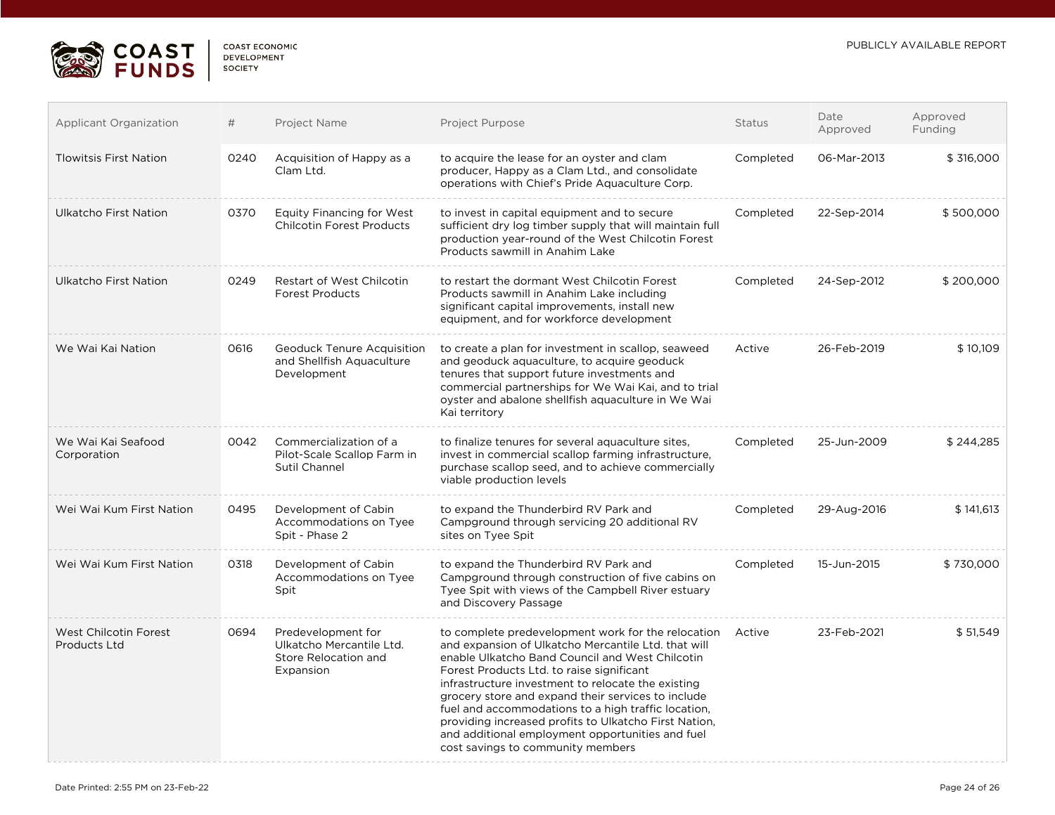| Applicant Organization | # | Project Name | Project Purpose | Status | Date Approved | Approved Funding |
|---|---|---|---|---|---|---|
| Tlowitsis First Nation | 0240 | Acquisition of Happy as a Clam Ltd. | to acquire the lease for an oyster and clam producer, Happy as a Clam Ltd., and consolidate operations with Chief's Pride Aquaculture Corp. | Completed | 06-Mar-2013 | $ 316,000 |
| Ulkatcho First Nation | 0370 | Equity Financing for West Chilcotin Forest Products | to invest in capital equipment and to secure sufficient dry log timber supply that will maintain full production year-round of the West Chilcotin Forest Products sawmill in Anahim Lake | Completed | 22-Sep-2014 | $ 500,000 |
| Ulkatcho First Nation | 0249 | Restart of West Chilcotin Forest Products | to restart the dormant West Chilcotin Forest Products sawmill in Anahim Lake including significant capital improvements, install new equipment, and for workforce development | Completed | 24-Sep-2012 | $ 200,000 |
| We Wai Kai Nation | 0616 | Geoduck Tenure Acquisition and Shellfish Aquaculture Development | to create a plan for investment in scallop, seaweed and geoduck aquaculture, to acquire geoduck tenures that support future investments and commercial partnerships for We Wai Kai, and to trial oyster and abalone shellfish aquaculture in We Wai Kai territory | Active | 26-Feb-2019 | $ 10,109 |
| We Wai Kai Seafood Corporation | 0042 | Commercialization of a Pilot-Scale Scallop Farm in Sutil Channel | to finalize tenures for several aquaculture sites, invest in commercial scallop farming infrastructure, purchase scallop seed, and to achieve commercially viable production levels | Completed | 25-Jun-2009 | $ 244,285 |
| Wei Wai Kum First Nation | 0495 | Development of Cabin Accommodations on Tyee Spit - Phase 2 | to expand the Thunderbird RV Park and Campground through servicing 20 additional RV sites on Tyee Spit | Completed | 29-Aug-2016 | $ 141,613 |
| Wei Wai Kum First Nation | 0318 | Development of Cabin Accommodations on Tyee Spit | to expand the Thunderbird RV Park and Campground through construction of five cabins on Tyee Spit with views of the Campbell River estuary and Discovery Passage | Completed | 15-Jun-2015 | $ 730,000 |
| West Chilcotin Forest Products Ltd | 0694 | Predevelopment for Ulkatcho Mercantile Ltd. Store Relocation and Expansion | to complete predevelopment work for the relocation and expansion of Ulkatcho Mercantile Ltd. that will enable Ulkatcho Band Council and West Chilcotin Forest Products Ltd. to raise significant infrastructure investment to relocate the existing grocery store and expand their services to include fuel and accommodations to a high traffic location, providing increased profits to Ulkatcho First Nation, and additional employment opportunities and fuel cost savings to community members | Active | 23-Feb-2021 | $ 51,549 |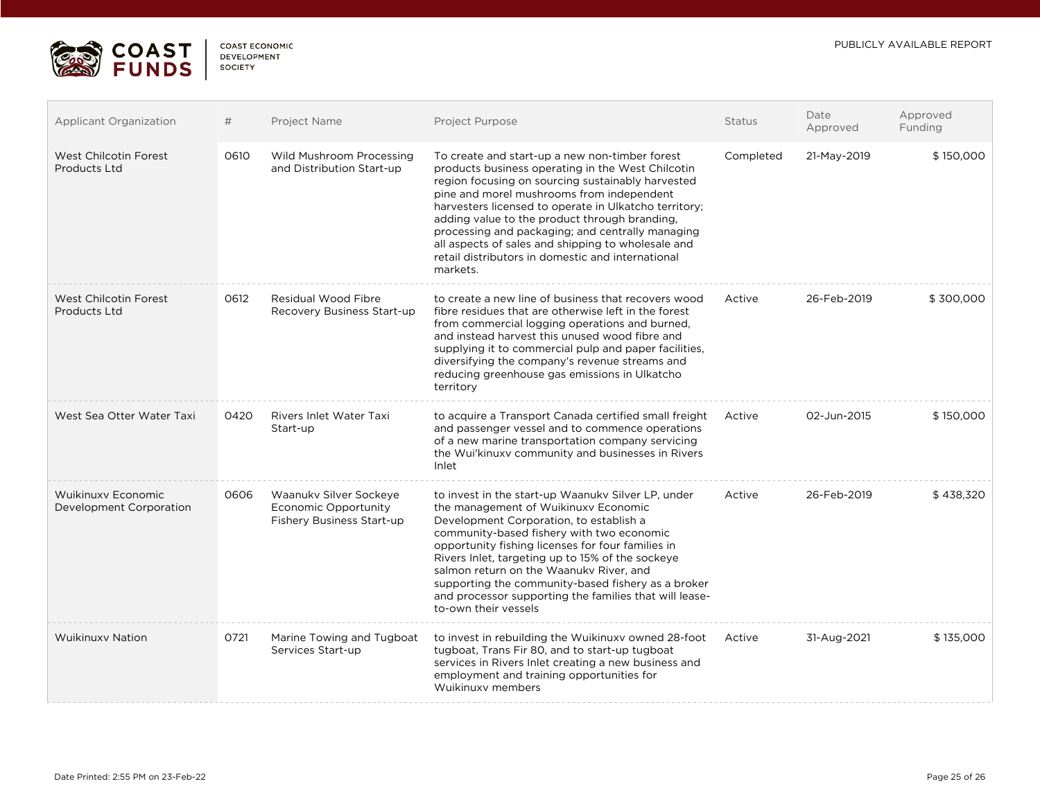| Applicant Organization | # | Project Name | Project Purpose | Status | Date Approved | Approved Funding |
|---|---|---|---|---|---|---|
| West Chilcotin Forest Products Ltd | 0610 | Wild Mushroom Processing and Distribution Start-up | To create and start-up a new non-timber forest products business operating in the West Chilcotin region focusing on sourcing sustainably harvested pine and morel mushrooms from independent harvesters licensed to operate in Ulkatcho territory; adding value to the product through branding, processing and packaging; and centrally managing all aspects of sales and shipping to wholesale and retail distributors in domestic and international markets. | Completed | 21-May-2019 | $ 150,000 |
| West Chilcotin Forest Products Ltd | 0612 | Residual Wood Fibre Recovery Business Start-up | to create a new line of business that recovers wood fibre residues that are otherwise left in the forest from commercial logging operations and burned, and instead harvest this unused wood fibre and supplying it to commercial pulp and paper facilities, diversifying the company's revenue streams and reducing greenhouse gas emissions in Ulkatcho territory | Active | 26-Feb-2019 | $ 300,000 |
| West Sea Otter Water Taxi | 0420 | Rivers Inlet Water Taxi Start-up | to acquire a Transport Canada certified small freight and passenger vessel and to commence operations of a new marine transportation company servicing the Wui'kinuxv community and businesses in Rivers Inlet | Active | 02-Jun-2015 | $ 150,000 |
| Wuikinuxv Economic Development Corporation | 0606 | Waanukv Silver Sockeye Economic Opportunity Fishery Business Start-up | to invest in the start-up Waanukv Silver LP, under the management of Wuikinuxv Economic Development Corporation, to establish a community-based fishery with two economic opportunity fishing licenses for four families in Rivers Inlet, targeting up to 15% of the sockeye salmon return on the Waanukv River, and supporting the community-based fishery as a broker and processor supporting the families that will lease-to-own their vessels | Active | 26-Feb-2019 | $ 438,320 |
| Wuikinuxv Nation | 0721 | Marine Towing and Tugboat Services Start-up | to invest in rebuilding the Wuikinuxv owned 28-foot tugboat, Trans Fir 80, and to start-up tugboat services in Rivers Inlet creating a new business and employment and training opportunities for Wuikinuxv members | Active | 31-Aug-2021 | $ 135,000 |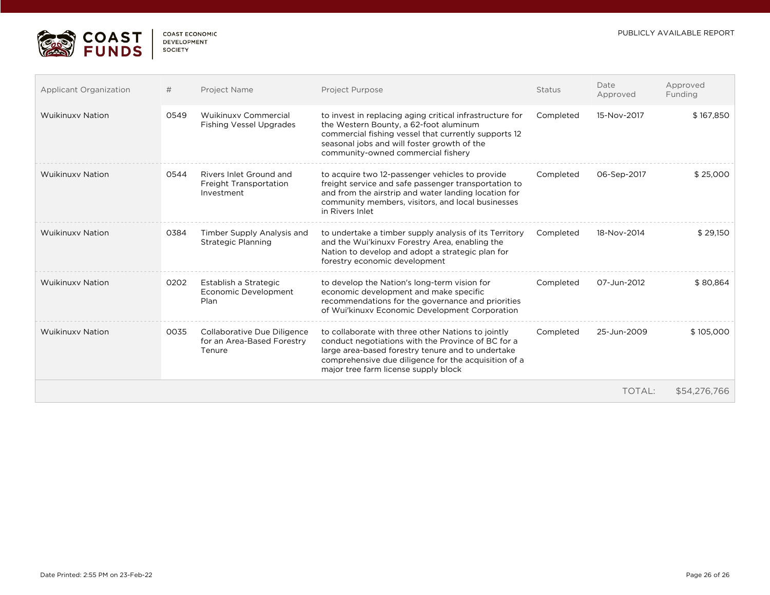| Applicant Organization | # | Project Name | Project Purpose | Status | Date Approved | Approved Funding |
|---|---|---|---|---|---|---|
| Wuikinuxv Nation | 0549 | Wuikinuxv Commercial Fishing Vessel Upgrades | to invest in replacing aging critical infrastructure for the Western Bounty, a 62-foot aluminum commercial fishing vessel that currently supports 12 seasonal jobs and will foster growth of the community-owned commercial fishery | Completed | 15-Nov-2017 | $ 167,850 |
| Wuikinuxv Nation | 0544 | Rivers Inlet Ground and Freight Transportation Investment | to acquire two 12-passenger vehicles to provide freight service and safe passenger transportation to and from the airstrip and water landing location for community members, visitors, and local businesses in Rivers Inlet | Completed | 06-Sep-2017 | $ 25,000 |
| Wuikinuxv Nation | 0384 | Timber Supply Analysis and Strategic Planning | to undertake a timber supply analysis of its Territory and the Wui'kinuxv Forestry Area, enabling the Nation to develop and adopt a strategic plan for forestry economic development | Completed | 18-Nov-2014 | $ 29,150 |
| Wuikinuxv Nation | 0202 | Establish a Strategic Economic Development Plan | to develop the Nation's long-term vision for economic development and make specific recommendations for the governance and priorities of Wui'kinuxv Economic Development Corporation | Completed | 07-Jun-2012 | $ 80,864 |
| Wuikinuxv Nation | 0035 | Collaborative Due Diligence for an Area-Based Forestry Tenure | to collaborate with three other Nations to jointly conduct negotiations with the Province of BC for a large area-based forestry tenure and to undertake comprehensive due diligence for the acquisition of a major tree farm license supply block | Completed | 25-Jun-2009 | $ 105,000 |
| | | | | | TOTAL: | $54,276,766 |